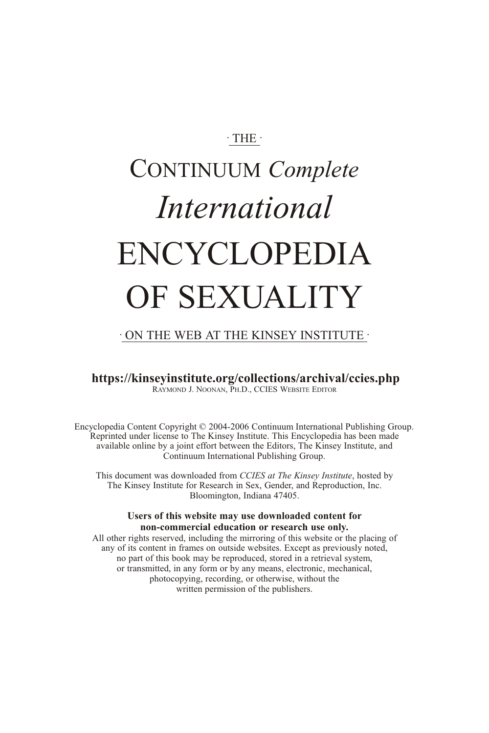· THE ·

# CONTINUUM *Complete International* ENCYCLOPEDIA OF SEXUALITY

· ON THE WEB AT THE KINSEY INSTITUTE ·

**https://kinseyinstitute.org/collections/archival/ccies.php**

RAYMOND J. NOONAN, PH.D., CCIES WEBSITE EDITOR

Encyclopedia Content Copyright © 2004-2006 Continuum International Publishing Group. Reprinted under license to The Kinsey Institute. This Encyclopedia has been made available online by a joint effort between the Editors, The Kinsey Institute, and Continuum International Publishing Group.

This document was downloaded from *CCIES at The Kinsey Institute*, hosted by The Kinsey Institute for Research in Sex, Gender, and Reproduction, Inc. Bloomington, Indiana 47405.

**Users of this website may use downloaded content for non-commercial education or research use only.**

All other rights reserved, including the mirroring of this website or the placing of any of its content in frames on outside websites. Except as previously noted, no part of this book may be reproduced, stored in a retrieval system, or transmitted, in any form or by any means, electronic, mechanical, photocopying, recording, or otherwise, without the written permission of the publishers.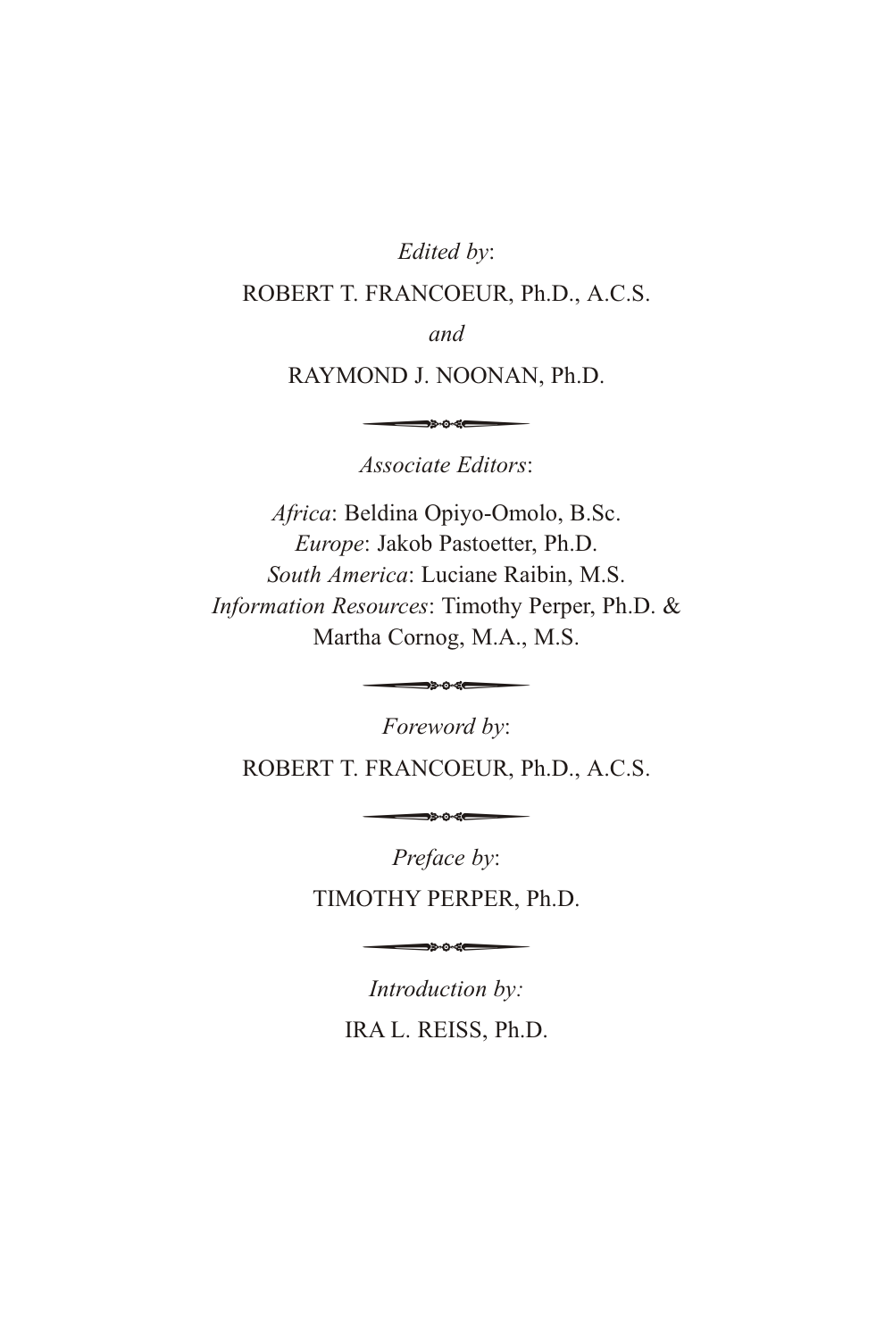*Edited by*:

ROBERT T. FRANCOEUR, Ph.D., A.C.S.

*and*

RAYMOND J. NOONAN, Ph.D.

---

*Associate Editors*:

*Africa*: Beldina Opiyo-Omolo, B.Sc.
*Europe*: Jakob Pastoetter, Ph.D.
*South America*: Luciane Raibin, M.S.
*Information Resources*: Timothy Perper, Ph.D. & Martha Cornog, M.A., M.S.

---

*Foreword by*:

ROBERT T. FRANCOEUR, Ph.D., A.C.S.

---

*Preface by*:

TIMOTHY PERPER, Ph.D.

---

*Introduction by:*

IRA L. REISS, Ph.D.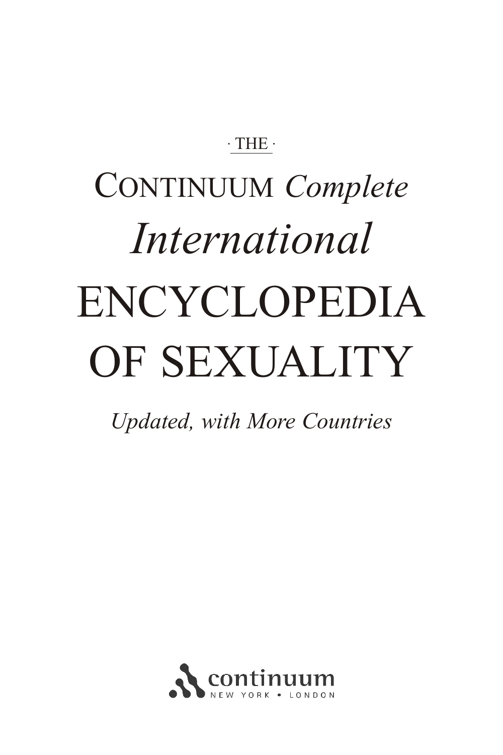· THE ·

# CONTINUUM *Complete International* ENCYCLOPEDIA OF SEXUALITY

*Updated, with More Countries*

continuum

NEW YORK • LONDON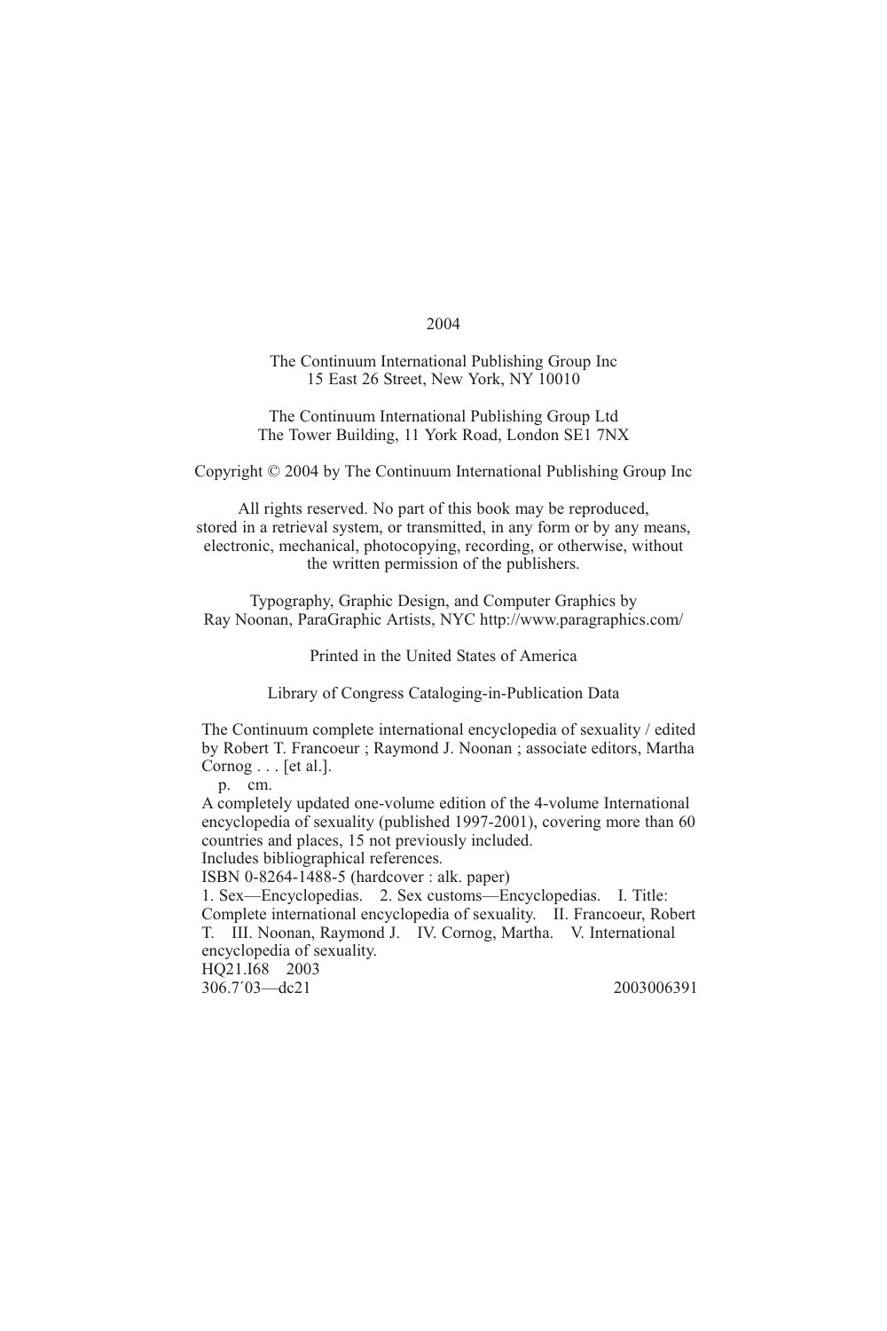2004

The Continuum International Publishing Group Inc
15 East 26 Street, New York, NY 10010

The Continuum International Publishing Group Ltd
The Tower Building, 11 York Road, London SE1 7NX

Copyright © 2004 by The Continuum International Publishing Group Inc

All rights reserved. No part of this book may be reproduced, stored in a retrieval system, or transmitted, in any form or by any means, electronic, mechanical, photocopying, recording, or otherwise, without the written permission of the publishers.

Typography, Graphic Design, and Computer Graphics by
Ray Noonan, ParaGraphic Artists, NYC http://www.paragraphics.com/

Printed in the United States of America

Library of Congress Cataloging-in-Publication Data

The Continuum complete international encyclopedia of sexuality / edited by Robert T. Francoeur ; Raymond J. Noonan ; associate editors, Martha Cornog . . . [et al.].

p. cm.

A completely updated one-volume edition of the 4-volume International encyclopedia of sexuality (published 1997-2001), covering more than 60 countries and places, 15 not previously included.

Includes bibliographical references.

ISBN 0-8264-1488-5 (hardcover : alk. paper)

1. Sex—Encyclopedias. 2. Sex customs—Encyclopedias. I. Title: Complete international encyclopedia of sexuality. II. Francoeur, Robert T. III. Noonan, Raymond J. IV. Cornog, Martha. V. International encyclopedia of sexuality.

HQ21.I68 2003

306.7′03—dc21 2003006391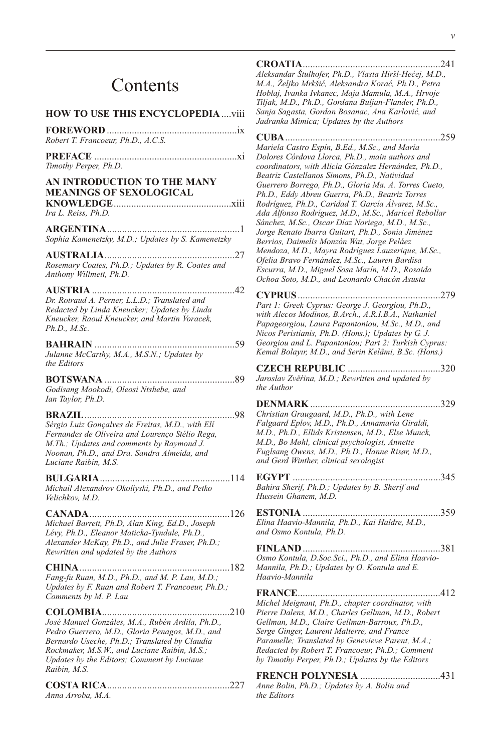# Contents

**HOW TO USE THIS ENCYCLOPEDIA** .... viii

**FOREWORD** .... ix
*Robert T. Francoeur, Ph.D., A.C.S.*

**PREFACE** .... xi
*Timothy Perper, Ph.D.*

**AN INTRODUCTION TO THE MANY MEANINGS OF SEXOLOGICAL KNOWLEDGE** .... xiii
*Ira L. Reiss, Ph.D.*

**ARGENTINA** .... 1
*Sophia Kamenetzky, M.D.; Updates by S. Kamenetzky*

**AUSTRALIA** .... 27
*Rosemary Coates, Ph.D.; Updates by R. Coates and Anthony Willmett, Ph.D.*

**AUSTRIA** .... 42
*Dr. Rotraud A. Perner, L.L.D.; Translated and Redacted by Linda Kneucker; Updates by Linda Kneucker, Raoul Kneucker, and Martin Voracek, Ph.D., M.Sc.*

**BAHRAIN** .... 59
*Julanne McCarthy, M.A., M.S.N.; Updates by the Editors*

**BOTSWANA** .... 89
*Godisang Mookodi, Oleosi Ntshebe, and Ian Taylor, Ph.D.*

**BRAZIL** .... 98
*Sérgio Luiz Gonçalves de Freitas, M.D., with Elí Fernandes de Oliveira and Lourenço Stélio Rega, M.Th.; Updates and comments by Raymond J. Noonan, Ph.D., and Dra. Sandra Almeida, and Luciane Raibin, M.S.*

**BULGARIA** .... 114
*Michail Alexandrov Okoliyski, Ph.D., and Petko Velichkov, M.D.*

**CANADA** .... 126
*Michael Barrett, Ph.D, Alan King, Ed.D., Joseph Lévy, Ph.D., Eleanor Maticka-Tyndale, Ph.D., Alexander McKay, Ph.D., and Julie Fraser, Ph.D.; Rewritten and updated by the Authors*

**CHINA** .... 182
*Fang-fu Ruan, M.D., Ph.D., and M. P. Lau, M.D.; Updates by F. Ruan and Robert T. Francoeur, Ph.D.; Comments by M. P. Lau*

**COLOMBIA** .... 210
*José Manuel Gonzáles, M.A., Rubén Ardila, Ph.D., Pedro Guerrero, M.D., Gloria Penagos, M.D., and Bernardo Useche, Ph.D.; Translated by Claudia Rockmaker, M.S.W., and Luciane Raibin, M.S.; Updates by the Editors; Comment by Luciane Raibin, M.S.*

**COSTA RICA** .... 227
*Anna Arroba, M.A.*

**CROATIA** .... 241
*Aleksandar Štulhofer, Ph.D., Vlasta Hiršl-Hećej, M.D., M.A., Željko Mrkšić, Aleksandra Korać, Ph.D., Petra Hoblaj, Ivanka Ivkanec, Maja Mamula, M.A., Hrvoje Tiljak, M.D., Ph.D., Gordana Buljan-Flander, Ph.D., Sanja Sagasta, Gordan Bosanac, Ana Karlović, and Jadranka Mimica; Updates by the Authors*

**CUBA** .... 259
*Mariela Castro Espín, B.Ed., M.Sc., and María Dolores Córdova Llorca, Ph.D., main authors and coordinators, with Alicia Gónzalez Hernández, Ph.D., Beatriz Castellanos Simons, Ph.D., Natividad Guerrero Borrego, Ph.D., Gloria Ma. A. Torres Cueto, Ph.D., Eddy Abreu Guerra, Ph.D., Beatriz Torres Rodríguez, Ph.D., Caridad T. García Álvarez, M.Sc., Ada Alfonso Rodríguez, M.D., M.Sc., Maricel Rebollar Sánchez, M.Sc., Oscar Díaz Noriega, M.D., M.Sc., Jorge Renato Ibarra Guitart, Ph.D., Sonia Jiménez Berrios, Daimelis Monzón Wat, Jorge Peláez Mendoza, M.D., Mayra Rodríguez Lauzerique, M.Sc., Ofelia Bravo Fernández, M.Sc., Lauren Bardisa Escurra, M.D., Miguel Sosa Marín, M.D., Rosaida Ochoa Soto, M.D., and Leonardo Chacón Asusta*

**CYPRUS** .... 279
*Part 1: Greek Cyprus: George J. Georgiou, Ph.D., with Alecos Modinos, B.Arch., A.R.I.B.A., Nathaniel Papageorgiou, Laura Papantoniou, M.Sc., M.D., and Nicos Peristianis, Ph.D. (Hons.); Updates by G. J. Georgiou and L. Papantoniou; Part 2: Turkish Cyprus: Kemal Bolayır, M.D., and Serin Kelâmi, B.Sc. (Hons.)*

**CZECH REPUBLIC** .... 320
*Jaroslav Zvěřina, M.D.; Rewritten and updated by the Author*

**DENMARK** .... 329
*Christian Graugaard, M.D., Ph.D., with Lene Falgaard Eplov, M.D., Ph.D., Annamaria Giraldi, M.D., Ph.D., Ellids Kristensen, M.D., Else Munck, M.D., Bo Møhl, clinical psychologist, Annette Fuglsang Owens, M.D., Ph.D., Hanne Risør, M.D., and Gerd Winther, clinical sexologist*

**EGYPT** .... 345
*Bahira Sherif, Ph.D.; Updates by B. Sherif and Hussein Ghanem, M.D.*

**ESTONIA** .... 359
*Elina Haavio-Mannila, Ph.D., Kai Haldre, M.D., and Osmo Kontula, Ph.D.*

**FINLAND** .... 381
*Osmo Kontula, D.Soc.Sci., Ph.D., and Elina Haavio-Mannila, Ph.D.; Updates by O. Kontula and E. Haavio-Mannila*

**FRANCE** .... 412
*Michel Meignant, Ph.D., chapter coordinator, with Pierre Dalens, M.D., Charles Gellman, M.D., Robert Gellman, M.D., Claire Gellman-Barroux, Ph.D., Serge Ginger, Laurent Malterre, and France Paramelle; Translated by Genevieve Parent, M.A.; Redacted by Robert T. Francoeur, Ph.D.; Comment by Timothy Perper, Ph.D.; Updates by the Editors*

**FRENCH POLYNESIA** .... 431
*Anne Bolin, Ph.D.; Updates by A. Bolin and the Editors*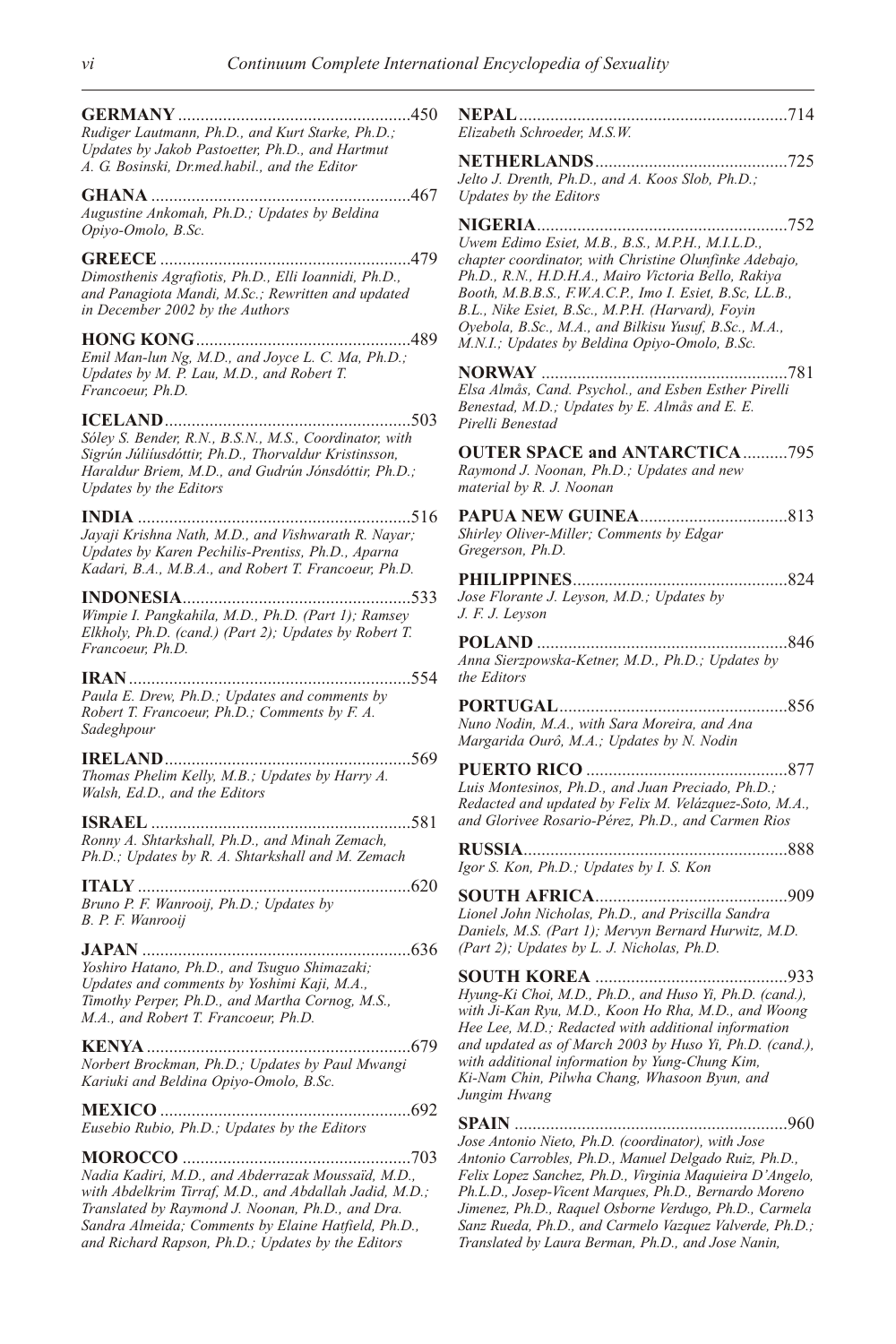**GERMANY** .................................................... 450
*Rudiger Lautmann, Ph.D., and Kurt Starke, Ph.D.; Updates by Jakob Pastoetter, Ph.D., and Hartmut A. G. Bosinski, Dr.med.habil., and the Editor*

**GHANA** .................................................... 467
*Augustine Ankomah, Ph.D.; Updates by Beldina Opiyo-Omolo, B.Sc.*

**GREECE** .................................................... 479
*Dimosthenis Agrafiotis, Ph.D., Elli Ioannidi, Ph.D., and Panagiota Mandi, M.Sc.; Rewritten and updated in December 2002 by the Authors*

**HONG KONG** .................................................... 489
*Emil Man-lun Ng, M.D., and Joyce L. C. Ma, Ph.D.; Updates by M. P. Lau, M.D., and Robert T. Francoeur, Ph.D.*

**ICELAND** .................................................... 503
*Sóley S. Bender, R.N., B.S.N., M.S., Coordinator, with Sigrún Júlíusdóttir, Ph.D., Thorvaldur Kristinsson, Haraldur Briem, M.D., and Gudrún Jónsdóttir, Ph.D.; Updates by the Editors*

**INDIA** .................................................... 516
*Jayaji Krishna Nath, M.D., and Vishwarath R. Nayar; Updates by Karen Pechilis-Prentiss, Ph.D., Aparna Kadari, B.A., M.B.A., and Robert T. Francoeur, Ph.D.*

**INDONESIA** .................................................... 533
*Wimpie I. Pangkahila, M.D., Ph.D. (Part 1); Ramsey Elkholy, Ph.D. (cand.) (Part 2); Updates by Robert T. Francoeur, Ph.D.*

**IRAN** .................................................... 554
*Paula E. Drew, Ph.D.; Updates and comments by Robert T. Francoeur, Ph.D.; Comments by F. A. Sadeghpour*

**IRELAND** .................................................... 569
*Thomas Phelim Kelly, M.B.; Updates by Harry A. Walsh, Ed.D., and the Editors*

**ISRAEL** .................................................... 581
*Ronny A. Shtarkshall, Ph.D., and Minah Zemach, Ph.D.; Updates by R. A. Shtarkshall and M. Zemach*

**ITALY** .................................................... 620
*Bruno P. F. Wanrooij, Ph.D.; Updates by B. P. F. Wanrooij*

**JAPAN** .................................................... 636
*Yoshiro Hatano, Ph.D., and Tsuguo Shimazaki; Updates and comments by Yoshimi Kaji, M.A., Timothy Perper, Ph.D., and Martha Cornog, M.S., M.A., and Robert T. Francoeur, Ph.D.*

**KENYA** .................................................... 679
*Norbert Brockman, Ph.D.; Updates by Paul Mwangi Kariuki and Beldina Opiyo-Omolo, B.Sc.*

**MEXICO** .................................................... 692
*Eusebio Rubio, Ph.D.; Updates by the Editors*

**MOROCCO** .................................................... 703
*Nadia Kadiri, M.D., and Abderrazak Moussaïd, M.D., with Abdelkrim Tirraf, M.D., and Abdallah Jadid, M.D.; Translated by Raymond J. Noonan, Ph.D., and Dra. Sandra Almeida; Comments by Elaine Hatfield, Ph.D., and Richard Rapson, Ph.D.; Updates by the Editors*

**NEPAL** .................................................... 714
*Elizabeth Schroeder, M.S.W.*

**NETHERLANDS** .................................................... 725
*Jelto J. Drenth, Ph.D., and A. Koos Slob, Ph.D.; Updates by the Editors*

**NIGERIA** .................................................... 752
*Uwem Edimo Esiet, M.B., B.S., M.P.H., M.I.L.D., chapter coordinator, with Christine Olunfinke Adebajo, Ph.D., R.N., H.D.H.A., Mairo Victoria Bello, Rakiya Booth, M.B.B.S., F.W.A.C.P., Imo I. Esiet, B.Sc, LL.B., B.L., Nike Esiet, B.Sc., M.P.H. (Harvard), Foyin Oyebola, B.Sc., M.A., and Bilkisu Yusuf, B.Sc., M.A., M.N.I.; Updates by Beldina Opiyo-Omolo, B.Sc.*

**NORWAY** .................................................... 781
*Elsa Almås, Cand. Psychol., and Esben Esther Pirelli Benestad, M.D.; Updates by E. Almås and E. E. Pirelli Benestad*

**OUTER SPACE and ANTARCTICA** .......... 795
*Raymond J. Noonan, Ph.D.; Updates and new material by R. J. Noonan*

**PAPUA NEW GUINEA** .................................................... 813
*Shirley Oliver-Miller; Comments by Edgar Gregerson, Ph.D.*

**PHILIPPINES** .................................................... 824
*Jose Florante J. Leyson, M.D.; Updates by J. F. J. Leyson*

**POLAND** .................................................... 846
*Anna Sierzpowska-Ketner, M.D., Ph.D.; Updates by the Editors*

**PORTUGAL** .................................................... 856
*Nuno Nodin, M.A., with Sara Moreira, and Ana Margarida Ourô, M.A.; Updates by N. Nodin*

**PUERTO RICO** .................................................... 877
*Luis Montesinos, Ph.D., and Juan Preciado, Ph.D.; Redacted and updated by Felix M. Velázquez-Soto, M.A., and Glorivee Rosario-Pérez, Ph.D., and Carmen Rios*

**RUSSIA** .................................................... 888
*Igor S. Kon, Ph.D.; Updates by I. S. Kon*

**SOUTH AFRICA** .................................................... 909
*Lionel John Nicholas, Ph.D., and Priscilla Sandra Daniels, M.S. (Part 1); Mervyn Bernard Hurwitz, M.D. (Part 2); Updates by L. J. Nicholas, Ph.D.*

**SOUTH KOREA** .................................................... 933
*Hyung-Ki Choi, M.D., Ph.D., and Huso Yi, Ph.D. (cand.), with Ji-Kan Ryu, M.D., Koon Ho Rha, M.D., and Woong Hee Lee, M.D.; Redacted with additional information and updated as of March 2003 by Huso Yi, Ph.D. (cand.), with additional information by Yung-Chung Kim, Ki-Nam Chin, Pilwha Chang, Whasoon Byun, and Jungim Hwang*

**SPAIN** .................................................... 960
*Jose Antonio Nieto, Ph.D. (coordinator), with Jose Antonio Carrobles, Ph.D., Manuel Delgado Ruiz, Ph.D., Felix Lopez Sanchez, Ph.D., Virginia Maquieira D'Angelo, Ph.L.D., Josep-Vicent Marques, Ph.D., Bernardo Moreno Jimenez, Ph.D., Raquel Osborne Verdugo, Ph.D., Carmela Sanz Rueda, Ph.D., and Carmelo Vazquez Valverde, Ph.D.; Translated by Laura Berman, Ph.D., and Jose Nanin,*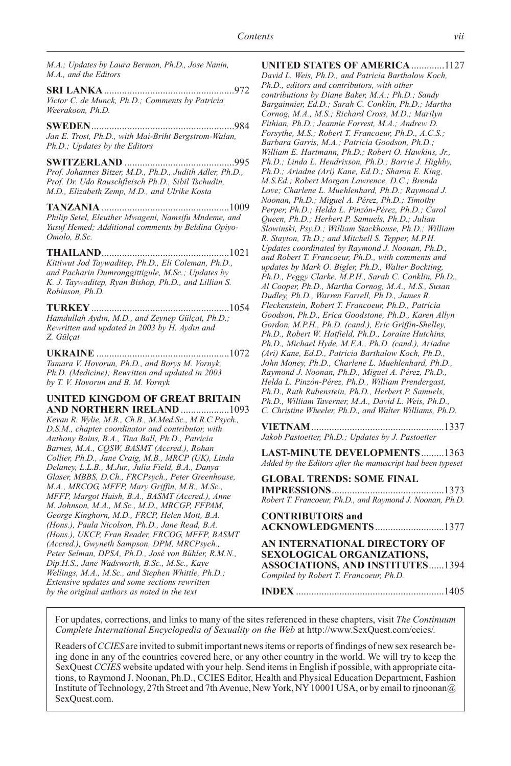*M.A.; Updates by Laura Berman, Ph.D., Jose Nanin, M.A., and the Editors*

**SRI LANKA** ....................................................972
*Victor C. de Munck, Ph.D.; Comments by Patricia Weerakoon, Ph.D.*

**SWEDEN** ........................................................984
*Jan E. Trost, Ph.D., with Mai-Briht Bergstrom-Walan, Ph.D.; Updates by the Editors*

**SWITZERLAND** ...........................................995
*Prof. Johannes Bitzer, M.D., Ph.D., Judith Adler, Ph.D., Prof. Dr. Udo Rauschfleisch Ph.D., Sibil Tschudin, M.D., Elizabeth Zemp, M.D., and Ulrike Kosta*

**TANZANIA** ..................................................1009
*Philip Setel, Eleuther Mwageni, Namsifu Mndeme, and Yusuf Hemed; Additional comments by Beldina Opiyo-Omolo, B.Sc.*

**THAILAND** ..................................................1021
*Kittiwut Jod Taywaditep, Ph.D., Eli Coleman, Ph.D., and Pacharin Dumronggittigule, M.Sc.; Updates by K. J. Taywaditep, Ryan Bishop, Ph.D., and Lillian S. Robinson, Ph.D.*

**TURKEY** ......................................................1054
*Hamdullah Aydın, M.D., and Zeynep Gülçat, Ph.D.; Rewritten and updated in 2003 by H. Aydın and Z. Gülçat*

**UKRAINE** ....................................................1072
*Tamara V. Hovorun, Ph.D., and Borys M. Vornyk, Ph.D. (Medicine); Rewritten and updated in 2003 by T. V. Hovorun and B. M. Vornyk*

**UNITED KINGDOM OF GREAT BRITAIN AND NORTHERN IRELAND** ...................1093
*Kevan R. Wylie, M.B., Ch.B., M.Med.Sc., M.R.C.Psych., D.S.M., chapter coordinator and contributor, with Anthony Bains, B.A., Tina Ball, Ph.D., Patricia Barnes, M.A., CQSW, BASMT (Accred.), Rohan Collier, Ph.D., Jane Craig, M.B., MRCP (UK), Linda Delaney, L.L.B., M.Jur., Julia Field, B.A., Danya Glaser, MBBS, D.Ch., FRCPsych., Peter Greenhouse, M.A., MRCOG, MFFP, Mary Griffin, M.B., M.Sc., MFFP, Margot Huish, B.A., BASMT (Accred.), Anne M. Johnson, M.A., M.Sc., M.D., MRCGP, FFPAM, George Kinghorn, M.D., FRCP, Helen Mott, B.A. (Hons.), Paula Nicolson, Ph.D., Jane Read, B.A. (Hons.), UKCP, Fran Reader, FRCOG, MFFP, BASMT (Accred.), Gwyneth Sampson, DPM, MRCPsych., Peter Selman, DPSA, Ph.D., José von Bühler, R.M.N., Dip.H.S., Jane Wadsworth, B.Sc., M.Sc., Kaye Wellings, M.A., M.Sc., and Stephen Whittle, Ph.D.; Extensive updates and some sections rewritten by the original authors as noted in the text*

**UNITED STATES OF AMERICA** .............1127
*David L. Weis, Ph.D., and Patricia Barthalow Koch, Ph.D., editors and contributors, with other contributions by Diane Baker, M.A.; Ph.D.; Sandy Bargainnier, Ed.D.; Sarah C. Conklin, Ph.D.; Martha Cornog, M.A., M.S.; Richard Cross, M.D.; Marilyn Fithian, Ph.D.; Jeannie Forrest, M.A.; Andrew D. Forsythe, M.S.; Robert T. Francoeur, Ph.D., A.C.S.; Barbara Garris, M.A.; Patricia Goodson, Ph.D.; William E. Hartmann, Ph.D.; Robert O. Hawkins, Jr., Ph.D.; Linda L. Hendrixson, Ph.D.; Barrie J. Highby, Ph.D.; Ariadne (Ari) Kane, Ed.D.; Sharon E. King, M.S.Ed.; Robert Morgan Lawrence, D.C.; Brenda Love; Charlene L. Muehlenhard, Ph.D.; Raymond J. Noonan, Ph.D.; Miguel A. Pérez, Ph.D.; Timothy Perper, Ph.D.; Helda L. Pinzón-Pérez, Ph.D.; Carol Queen, Ph.D.; Herbert P. Samuels, Ph.D.; Julian Slowinski, Psy.D.; William Stackhouse, Ph.D.; William R. Stayton, Th.D.; and Mitchell S. Tepper, M.P.H. Updates coordinated by Raymond J. Noonan, Ph.D., and Robert T. Francoeur, Ph.D., with comments and updates by Mark O. Bigler, Ph.D., Walter Bockting, Ph.D., Peggy Clarke, M.P.H., Sarah C. Conklin, Ph.D., Al Cooper, Ph.D., Martha Cornog, M.A., M.S., Susan Dudley, Ph.D., Warren Farrell, Ph.D., James R. Fleckenstein, Robert T. Francoeur, Ph.D., Patricia Goodson, Ph.D., Erica Goodstone, Ph.D., Karen Allyn Gordon, M.P.H., Ph.D. (cand.), Eric Griffin-Shelley, Ph.D., Robert W. Hatfield, Ph.D., Loraine Hutchins, Ph.D., Michael Hyde, M.F.A., Ph.D. (cand.), Ariadne (Ari) Kane, Ed.D., Patricia Barthalow Koch, Ph.D., John Money, Ph.D., Charlene L. Muehlenhard, Ph.D., Raymond J. Noonan, Ph.D., Miguel A. Pérez, Ph.D., Helda L. Pinzón-Pérez, Ph.D., William Prendergast, Ph.D., Ruth Rubenstein, Ph.D., Herbert P. Samuels, Ph.D., William Taverner, M.A., David L. Weis, Ph.D., C. Christine Wheeler, Ph.D., and Walter Williams, Ph.D.*

**VIETNAM** ....................................................1337
*Jakob Pastoetter, Ph.D.; Updates by J. Pastoetter*

**LAST-MINUTE DEVELOPMENTS** .........1363
*Added by the Editors after the manuscript had been typeset*

**GLOBAL TRENDS: SOME FINAL IMPRESSIONS** ............................................1373
*Robert T. Francoeur, Ph.D., and Raymond J. Noonan, Ph.D.*

**CONTRIBUTORS and ACKNOWLEDGMENTS** ...........................1377

**AN INTERNATIONAL DIRECTORY OF SEXOLOGICAL ORGANIZATIONS, ASSOCIATIONS, AND INSTITUTES** ......1394
*Compiled by Robert T. Francoeur, Ph.D.*

**INDEX** ..........................................................1405

For updates, corrections, and links to many of the sites referenced in these chapters, visit *The Continuum Complete International Encyclopedia of Sexuality on the Web* at http://www.SexQuest.com/ccies/.

Readers of *CCIES* are invited to submit important news items or reports of findings of new sex research being done in any of the countries covered here, or any other country in the world. We will try to keep the SexQuest *CCIES* website updated with your help. Send items in English if possible, with appropriate citations, to Raymond J. Noonan, Ph.D., CCIES Editor, Health and Physical Education Department, Fashion Institute of Technology, 27th Street and 7th Avenue, New York, NY 10001 USA, or by email to rjnoonan@SexQuest.com.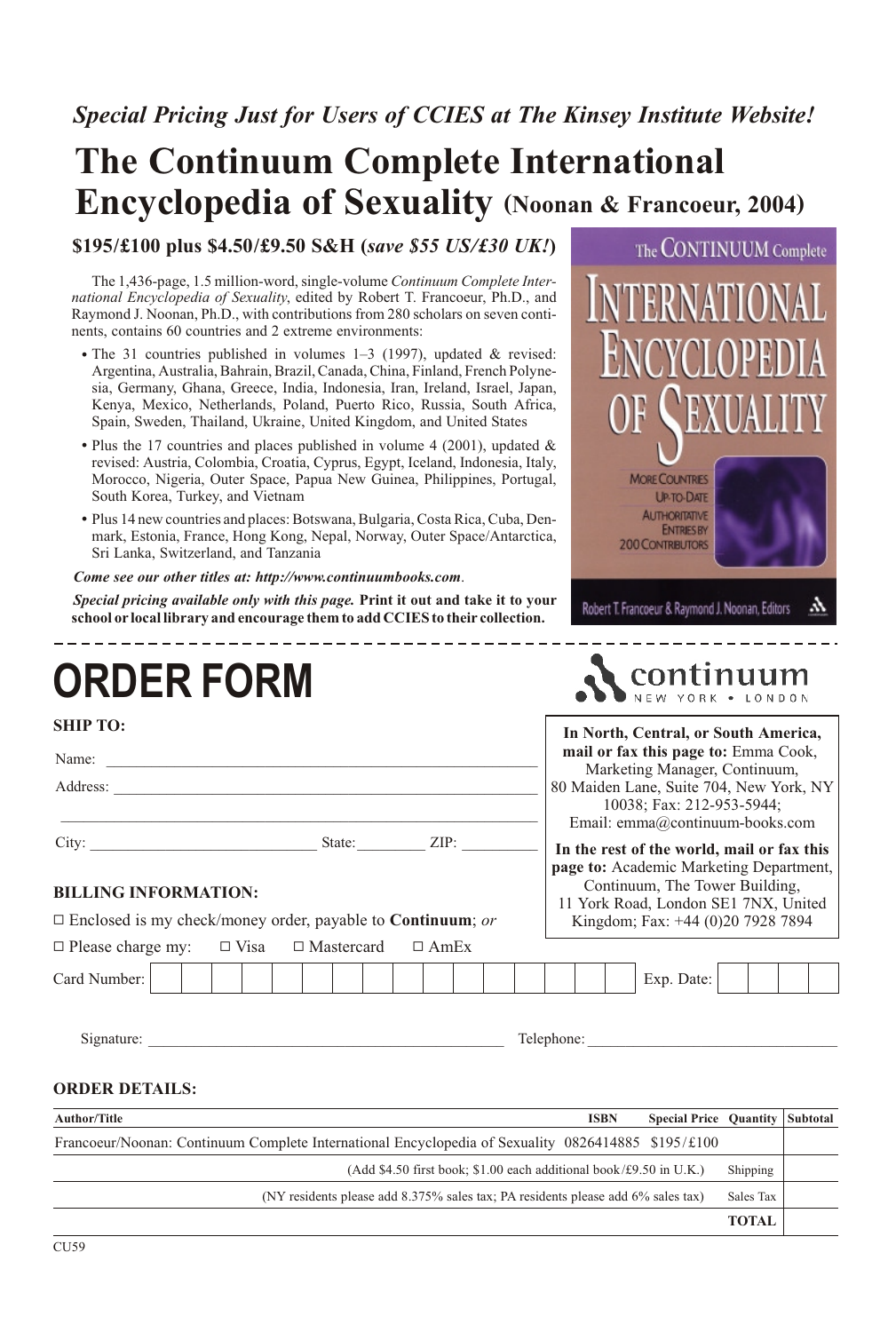*Special Pricing Just for Users of CCIES at The Kinsey Institute Website!*

# The Continuum Complete International Encyclopedia of Sexuality (Noonan & Francoeur, 2004)

**$195/£100 plus $4.50/£9.50 S&H (*save $55 US/£30 UK!*)**

The 1,436-page, 1.5 million-word, single-volume *Continuum Complete International Encyclopedia of Sexuality*, edited by Robert T. Francoeur, Ph.D., and Raymond J. Noonan, Ph.D., with contributions from 280 scholars on seven continents, contains 60 countries and 2 extreme environments:

- The 31 countries published in volumes 1–3 (1997), updated & revised: Argentina, Australia, Bahrain, Brazil, Canada, China, Finland, French Polynesia, Germany, Ghana, Greece, India, Indonesia, Iran, Ireland, Israel, Japan, Kenya, Mexico, Netherlands, Poland, Puerto Rico, Russia, South Africa, Spain, Sweden, Thailand, Ukraine, United Kingdom, and United States
- Plus the 17 countries and places published in volume 4 (2001), updated & revised: Austria, Colombia, Croatia, Cyprus, Egypt, Iceland, Indonesia, Italy, Morocco, Nigeria, Outer Space, Papua New Guinea, Philippines, Portugal, South Korea, Turkey, and Vietnam
- Plus 14 new countries and places: Botswana, Bulgaria, Costa Rica, Cuba, Denmark, Estonia, France, Hong Kong, Nepal, Norway, Outer Space/Antarctica, Sri Lanka, Switzerland, and Tanzania

***Come see our other titles at: http://www.continuumbooks.com***.

***Special pricing available only with this page.*** **Print it out and take it to your school or local library and encourage them to add CCIES to their collection.**

The CONTINUUM Complete INTERNATIONAL ENCYCLOPEDIA OF SEXUALITY — MORE COUNTRIES, UP-TO-DATE, AUTHORITATIVE ENTRIES BY 200 CONTRIBUTORS — Robert T. Francoeur & Raymond J. Noonan, Editors

---

# ORDER FORM

continuum — NEW YORK • LONDON

**SHIP TO:**

Name: ____________________

Address: ____________________

____________________

City: ____________ State: ________ ZIP: ________

**In North, Central, or South America, mail or fax this page to:** Emma Cook, Marketing Manager, Continuum, 80 Maiden Lane, Suite 704, New York, NY 10038; Fax: 212-953-5944; Email: emma@continuum-books.com

**In the rest of the world, mail or fax this page to:** Academic Marketing Department, Continuum, The Tower Building, 11 York Road, London SE1 7NX, United Kingdom; Fax: +44 (0)20 7928 7894

**BILLING INFORMATION:**

☐ Enclosed is my check/money order, payable to **Continuum**; *or*

☐ Please charge my: ☐ Visa ☐ Mastercard ☐ AmEx

Card Number: ____________________ Exp. Date: ________

Signature: ____________________ Telephone: ____________________

**ORDER DETAILS:**

| Author/Title | ISBN | Special Price | Quantity | Subtotal |
|---|---|---|---|---|
| Francoeur/Noonan: Continuum Complete International Encyclopedia of Sexuality | 0826414885 | $195/£100 | | |
| (Add $4.50 first book; $1.00 each additional book/£9.50 in U.K.) | | | Shipping | |
| (NY residents please add 8.375% sales tax; PA residents please add 6% sales tax) | | | Sales Tax | |
| | | | **TOTAL** | |

CU59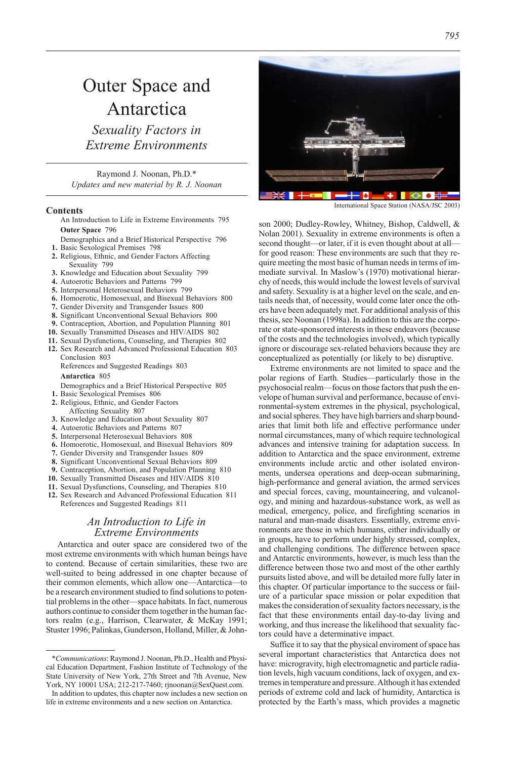# Outer Space and Antarctica

## *Sexuality Factors in Extreme Environments*

Raymond J. Noonan, Ph.D.*
*Updates and new material by R. J. Noonan*

International Space Station (NASA/JSC 2003)

### Contents

An Introduction to Life in Extreme Environments 795

**Outer Space** 796

Demographics and a Brief Historical Perspective 796

1. Basic Sexological Premises 798
2. Religious, Ethnic, and Gender Factors Affecting Sexuality 799
3. Knowledge and Education about Sexuality 799
4. Autoerotic Behaviors and Patterns 799
5. Interpersonal Heterosexual Behaviors 799
6. Homoerotic, Homosexual, and Bisexual Behaviors 800
7. Gender Diversity and Transgender Issues 800
8. Significant Unconventional Sexual Behaviors 800
9. Contraception, Abortion, and Population Planning 801
10. Sexually Transmitted Diseases and HIV/AIDS 802
11. Sexual Dysfunctions, Counseling, and Therapies 802
12. Sex Research and Advanced Professional Education 803

Conclusion 803

References and Suggested Readings 803

**Antarctica** 805

Demographics and a Brief Historical Perspective 805

1. Basic Sexological Premises 806
2. Religious, Ethnic, and Gender Factors Affecting Sexuality 807
3. Knowledge and Education about Sexuality 807
4. Autoerotic Behaviors and Patterns 807
5. Interpersonal Heterosexual Behaviors 808
6. Homoerotic, Homosexual, and Bisexual Behaviors 809
7. Gender Diversity and Transgender Issues 809
8. Significant Unconventional Sexual Behaviors 809
9. Contraception, Abortion, and Population Planning 810
10. Sexually Transmitted Diseases and HIV/AIDS 810
11. Sexual Dysfunctions, Counseling, and Therapies 810
12. Sex Research and Advanced Professional Education 811

References and Suggested Readings 811

## *An Introduction to Life in Extreme Environments*

Antarctica and outer space are considered two of the most extreme environments with which human beings have to contend. Because of certain similarities, these two are well-suited to being addressed in one chapter because of their common elements, which allow one—Antarctica—to be a research environment studied to find solutions to potential problems in the other—space habitats. In fact, numerous authors continue to consider them together in the human factors realm (e.g., Harrison, Clearwater, & McKay 1991; Stuster 1996; Palinkas, Gunderson, Holland, Miller, & Johnson 2000; Dudley-Rowley, Whitney, Bishop, Caldwell, & Nolan 2001). Sexuality in extreme environments is often a second thought—or later, if it is even thought about at all—for good reason: These environments are such that they require meeting the most basic of human needs in terms of immediate survival. In Maslow's (1970) motivational hierarchy of needs, this would include the lowest levels of survival and safety. Sexuality is at a higher level on the scale, and entails needs that, of necessity, would come later once the others have been adequately met. For additional analysis of this thesis, see Noonan (1998a). In addition to this are the corporate or state-sponsored interests in these endeavors (because of the costs and the technologies involved), which typically ignore or discourage sex-related behaviors because they are conceptualized as potentially (or likely to be) disruptive.

Extreme environments are not limited to space and the polar regions of Earth. Studies—particularly those in the psychosocial realm—focus on those factors that push the envelope of human survival and performance, because of environmental-system extremes in the physical, psychological, and social spheres. They have high barriers and sharp boundaries that limit both life and effective performance under normal circumstances, many of which require technological advances and intensive training for adaptation success. In addition to Antarctica and the space environment, extreme environments include arctic and other isolated environments, undersea operations and deep-ocean submarining, high-performance and general aviation, the armed services and special forces, caving, mountaineering, and vulcanology, and mining and hazardous-substance work, as well as medical, emergency, police, and firefighting scenarios in natural and man-made disasters. Essentially, extreme environments are those in which humans, either individually or in groups, have to perform under highly stressed, complex, and challenging conditions. The difference between space and Antarctic environments, however, is much less than the difference between those two and most of the other earthly pursuits listed above, and will be detailed more fully later in this chapter. Of particular importance to the success or failure of a particular space mission or polar expedition that makes the consideration of sexuality factors necessary, is the fact that these environments entail day-to-day living and working, and thus increase the likelihood that sexuality factors could have a determinative impact.

Suffice it to say that the physical enviroment of space has several important characteristics that Antarctica does not have: microgravity, high electromagnetic and particle radiation levels, high vacuum conditions, lack of oxygen, and extremes in temperature and pressure. Although it has extended periods of extreme cold and lack of humidity, Antarctica is protected by the Earth's mass, which provides a magnetic

---

*Communications*: Raymond J. Noonan, Ph.D., Health and Physical Education Department, Fashion Institute of Technology of the State University of New York, 27th Street and 7th Avenue, New York, NY 10001 USA; 212-217-7460; rjnoonan@SexQuest.com.

In addition to updates, this chapter now includes a new section on life in extreme environments and a new section on Antarctica.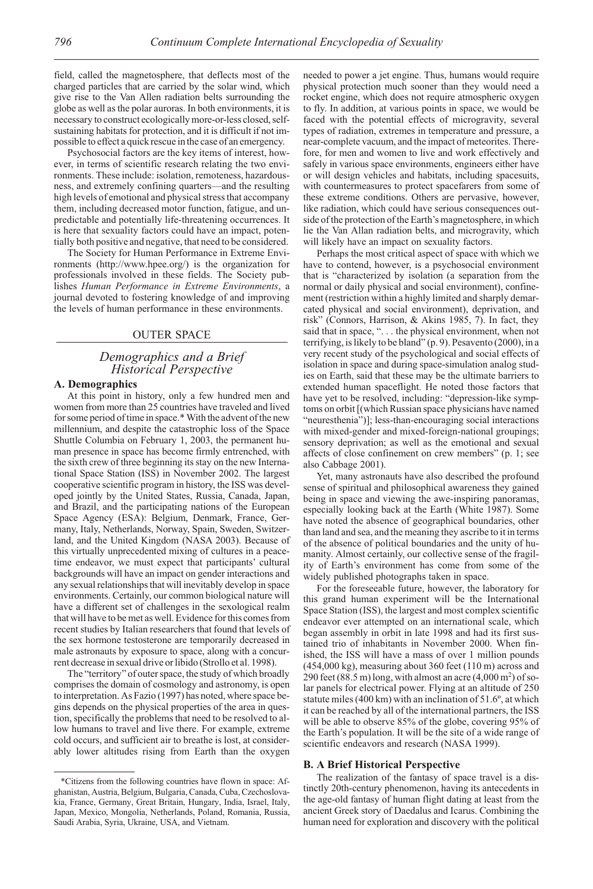field, called the magnetosphere, that deflects most of the charged particles that are carried by the solar wind, which give rise to the Van Allen radiation belts surrounding the globe as well as the polar auroras. In both environments, it is necessary to construct ecologically more-or-less closed, self-sustaining habitats for protection, and it is difficult if not impossible to effect a quick rescue in the case of an emergency.

Psychosocial factors are the key items of interest, however, in terms of scientific research relating the two environments. These include: isolation, remoteness, hazardousness, and extremely confining quarters—and the resulting high levels of emotional and physical stress that accompany them, including decreased motor function, fatigue, and unpredictable and potentially life-threatening occurrences. It is here that sexuality factors could have an impact, potentially both positive and negative, that need to be considered.

The Society for Human Performance in Extreme Environments (http://www.hpee.org/) is the organization for professionals involved in these fields. The Society publishes *Human Performance in Extreme Environments*, a journal devoted to fostering knowledge of and improving the levels of human performance in these environments.

## OUTER SPACE

### *Demographics and a Brief Historical Perspective*

#### A. Demographics

At this point in history, only a few hundred men and women from more than 25 countries have traveled and lived for some period of time in space.* With the advent of the new millennium, and despite the catastrophic loss of the Space Shuttle Columbia on February 1, 2003, the permanent human presence in space has become firmly entrenched, with the sixth crew of three beginning its stay on the new International Space Station (ISS) in November 2002. The largest cooperative scientific program in history, the ISS was developed jointly by the United States, Russia, Canada, Japan, and Brazil, and the participating nations of the European Space Agency (ESA): Belgium, Denmark, France, Germany, Italy, Netherlands, Norway, Spain, Sweden, Switzerland, and the United Kingdom (NASA 2003). Because of this virtually unprecedented mixing of cultures in a peacetime endeavor, we must expect that participants' cultural backgrounds will have an impact on gender interactions and any sexual relationships that will inevitably develop in space environments. Certainly, our common biological nature will have a different set of challenges in the sexological realm that will have to be met as well. Evidence for this comes from recent studies by Italian researchers that found that levels of the sex hormone testosterone are temporarily decreased in male astronauts by exposure to space, along with a concurrent decrease in sexual drive or libido (Strollo et al. 1998).

The "territory" of outer space, the study of which broadly comprises the domain of cosmology and astronomy, is open to interpretation. As Fazio (1997) has noted, where space begins depends on the physical properties of the area in question, specifically the problems that need to be resolved to allow humans to travel and live there. For example, extreme cold occurs, and sufficient air to breathe is lost, at considerably lower altitudes rising from Earth than the oxygen needed to power a jet engine. Thus, humans would require physical protection much sooner than they would need a rocket engine, which does not require atmospheric oxygen to fly. In addition, at various points in space, we would be faced with the potential effects of microgravity, several types of radiation, extremes in temperature and pressure, a near-complete vacuum, and the impact of meteorites. Therefore, for men and women to live and work effectively and safely in various space environments, engineers either have or will design vehicles and habitats, including spacesuits, with countermeasures to protect spacefarers from some of these extreme conditions. Others are pervasive, however, like radiation, which could have serious consequences outside of the protection of the Earth's magnetosphere, in which lie the Van Allan radiation belts, and microgravity, which will likely have an impact on sexuality factors.

Perhaps the most critical aspect of space with which we have to contend, however, is a psychosocial environment that is "characterized by isolation (a separation from the normal or daily physical and social environment), confinement (restriction within a highly limited and sharply demarcated physical and social environment), deprivation, and risk" (Connors, Harrison, & Akins 1985, 7). In fact, they said that in space, ". . . the physical environment, when not terrifying, is likely to be bland" (p. 9). Pesavento (2000), in a very recent study of the psychological and social effects of isolation in space and during space-simulation analog studies on Earth, said that these may be the ultimate barriers to extended human spaceflight. He noted those factors that have yet to be resolved, including: "depression-like symptoms on orbit [(which Russian space physicians have named "neuresthenia")]; less-than-encouraging social interactions with mixed-gender and mixed-foreign-national groupings; sensory deprivation; as well as the emotional and sexual affects of close confinement on crew members" (p. 1; see also Cabbage 2001).

Yet, many astronauts have also described the profound sense of spiritual and philosophical awareness they gained being in space and viewing the awe-inspiring panoramas, especially looking back at the Earth (White 1987). Some have noted the absence of geographical boundaries, other than land and sea, and the meaning they ascribe to it in terms of the absence of political boundaries and the unity of humanity. Almost certainly, our collective sense of the fragility of Earth's environment has come from some of the widely published photographs taken in space.

For the foreseeable future, however, the laboratory for this grand human experiment will be the International Space Station (ISS), the largest and most complex scientific endeavor ever attempted on an international scale, which began assembly in orbit in late 1998 and had its first sustained trio of inhabitants in November 2000. When finished, the ISS will have a mass of over 1 million pounds (454,000 kg), measuring about 360 feet (110 m) across and 290 feet (88.5 m) long, with almost an acre (4,000 $m^2$) of solar panels for electrical power. Flying at an altitude of 250 statute miles (400 km) with an inclination of 51.6º, at which it can be reached by all of the international partners, the ISS will be able to observe 85% of the globe, covering 95% of the Earth's population. It will be the site of a wide range of scientific endeavors and research (NASA 1999).

#### B. A Brief Historical Perspective

The realization of the fantasy of space travel is a distinctly 20th-century phenomenon, having its antecedents in the age-old fantasy of human flight dating at least from the ancient Greek story of Daedalus and Icarus. Combining the human need for exploration and discovery with the political

---

*Citizens from the following countries have flown in space: Afghanistan, Austria, Belgium, Bulgaria, Canada, Cuba, Czechoslovakia, France, Germany, Great Britain, Hungary, India, Israel, Italy, Japan, Mexico, Mongolia, Netherlands, Poland, Romania, Russia, Saudi Arabia, Syria, Ukraine, USA, and Vietnam.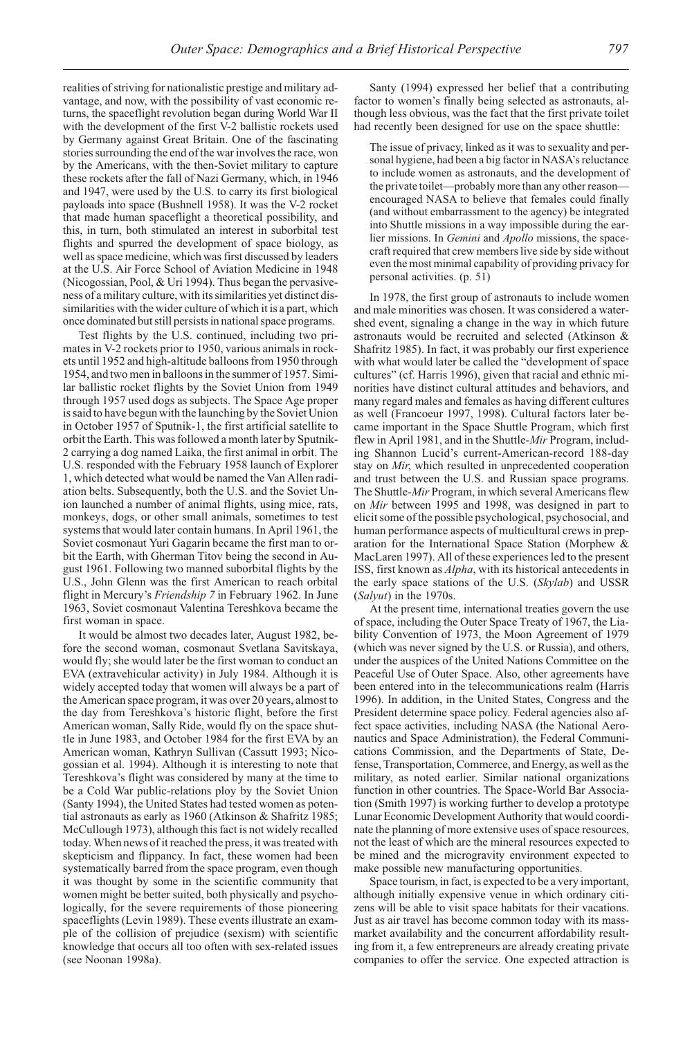realities of striving for nationalistic prestige and military advantage, and now, with the possibility of vast economic returns, the spaceflight revolution began during World War II with the development of the first V-2 ballistic rockets used by Germany against Great Britain. One of the fascinating stories surrounding the end of the war involves the race, won by the Americans, with the then-Soviet military to capture these rockets after the fall of Nazi Germany, which, in 1946 and 1947, were used by the U.S. to carry its first biological payloads into space (Bushnell 1958). It was the V-2 rocket that made human spaceflight a theoretical possibility, and this, in turn, both stimulated an interest in suborbital test flights and spurred the development of space biology, as well as space medicine, which was first discussed by leaders at the U.S. Air Force School of Aviation Medicine in 1948 (Nicogossian, Pool, & Uri 1994). Thus began the pervasiveness of a military culture, with its similarities yet distinct dissimilarities with the wider culture of which it is a part, which once dominated but still persists in national space programs.

Test flights by the U.S. continued, including two primates in V-2 rockets prior to 1950, various animals in rockets until 1952 and high-altitude balloons from 1950 through 1954, and two men in balloons in the summer of 1957. Similar ballistic rocket flights by the Soviet Union from 1949 through 1957 used dogs as subjects. The Space Age proper is said to have begun with the launching by the Soviet Union in October 1957 of Sputnik-1, the first artificial satellite to orbit the Earth. This was followed a month later by Sputnik-2 carrying a dog named Laika, the first animal in orbit. The U.S. responded with the February 1958 launch of Explorer 1, which detected what would be named the Van Allen radiation belts. Subsequently, both the U.S. and the Soviet Union launched a number of animal flights, using mice, rats, monkeys, dogs, or other small animals, sometimes to test systems that would later contain humans. In April 1961, the Soviet cosmonaut Yuri Gagarin became the first man to orbit the Earth, with Gherman Titov being the second in August 1961. Following two manned suborbital flights by the U.S., John Glenn was the first American to reach orbital flight in Mercury's *Friendship 7* in February 1962. In June 1963, Soviet cosmonaut Valentina Tereshkova became the first woman in space.

It would be almost two decades later, August 1982, before the second woman, cosmonaut Svetlana Savitskaya, would fly; she would later be the first woman to conduct an EVA (extravehicular activity) in July 1984. Although it is widely accepted today that women will always be a part of the American space program, it was over 20 years, almost to the day from Tereshkova's historic flight, before the first American woman, Sally Ride, would fly on the space shuttle in June 1983, and October 1984 for the first EVA by an American woman, Kathryn Sullivan (Cassutt 1993; Nicogossian et al. 1994). Although it is interesting to note that Tereshkova's flight was considered by many at the time to be a Cold War public-relations ploy by the Soviet Union (Santy 1994), the United States had tested women as potential astronauts as early as 1960 (Atkinson & Shafritz 1985; McCullough 1973), although this fact is not widely recalled today. When news of it reached the press, it was treated with skepticism and flippancy. In fact, these women had been systematically barred from the space program, even though it was thought by some in the scientific community that women might be better suited, both physically and psychologically, for the severe requirements of those pioneering spaceflights (Levin 1989). These events illustrate an example of the collision of prejudice (sexism) with scientific knowledge that occurs all too often with sex-related issues (see Noonan 1998a).

Santy (1994) expressed her belief that a contributing factor to women's finally being selected as astronauts, although less obvious, was the fact that the first private toilet had recently been designed for use on the space shuttle:

> The issue of privacy, linked as it was to sexuality and personal hygiene, had been a big factor in NASA's reluctance to include women as astronauts, and the development of the private toilet—probably more than any other reason—encouraged NASA to believe that females could finally (and without embarrassment to the agency) be integrated into Shuttle missions in a way impossible during the earlier missions. In *Gemini* and *Apollo* missions, the spacecraft required that crew members live side by side without even the most minimal capability of providing privacy for personal activities. (p. 51)

In 1978, the first group of astronauts to include women and male minorities was chosen. It was considered a watershed event, signaling a change in the way in which future astronauts would be recruited and selected (Atkinson & Shafritz 1985). In fact, it was probably our first experience with what would later be called the "development of space cultures" (cf. Harris 1996), given that racial and ethnic minorities have distinct cultural attitudes and behaviors, and many regard males and females as having different cultures as well (Francoeur 1997, 1998). Cultural factors later became important in the Space Shuttle Program, which first flew in April 1981, and in the Shuttle-*Mir* Program, including Shannon Lucid's current-American-record 188-day stay on *Mir*, which resulted in unprecedented cooperation and trust between the U.S. and Russian space programs. The Shuttle-*Mir* Program, in which several Americans flew on *Mir* between 1995 and 1998, was designed in part to elicit some of the possible psychological, psychosocial, and human performance aspects of multicultural crews in preparation for the International Space Station (Morphew & MacLaren 1997). All of these experiences led to the present ISS, first known as *Alpha*, with its historical antecedents in the early space stations of the U.S. (*Skylab*) and USSR (*Salyut*) in the 1970s.

At the present time, international treaties govern the use of space, including the Outer Space Treaty of 1967, the Liability Convention of 1973, the Moon Agreement of 1979 (which was never signed by the U.S. or Russia), and others, under the auspices of the United Nations Committee on the Peaceful Use of Outer Space. Also, other agreements have been entered into in the telecommunications realm (Harris 1996). In addition, in the United States, Congress and the President determine space policy. Federal agencies also affect space activities, including NASA (the National Aeronautics and Space Administration), the Federal Communications Commission, and the Departments of State, Defense, Transportation, Commerce, and Energy, as well as the military, as noted earlier. Similar national organizations function in other countries. The Space-World Bar Association (Smith 1997) is working further to develop a prototype Lunar Economic Development Authority that would coordinate the planning of more extensive uses of space resources, not the least of which are the mineral resources expected to be mined and the microgravity environment expected to make possible new manufacturing opportunities.

Space tourism, in fact, is expected to be a very important, although initially expensive venue in which ordinary citizens will be able to visit space habitats for their vacations. Just as air travel has become common today with its mass-market availability and the concurrent affordability resulting from it, a few entrepreneurs are already creating private companies to offer the service. One expected attraction is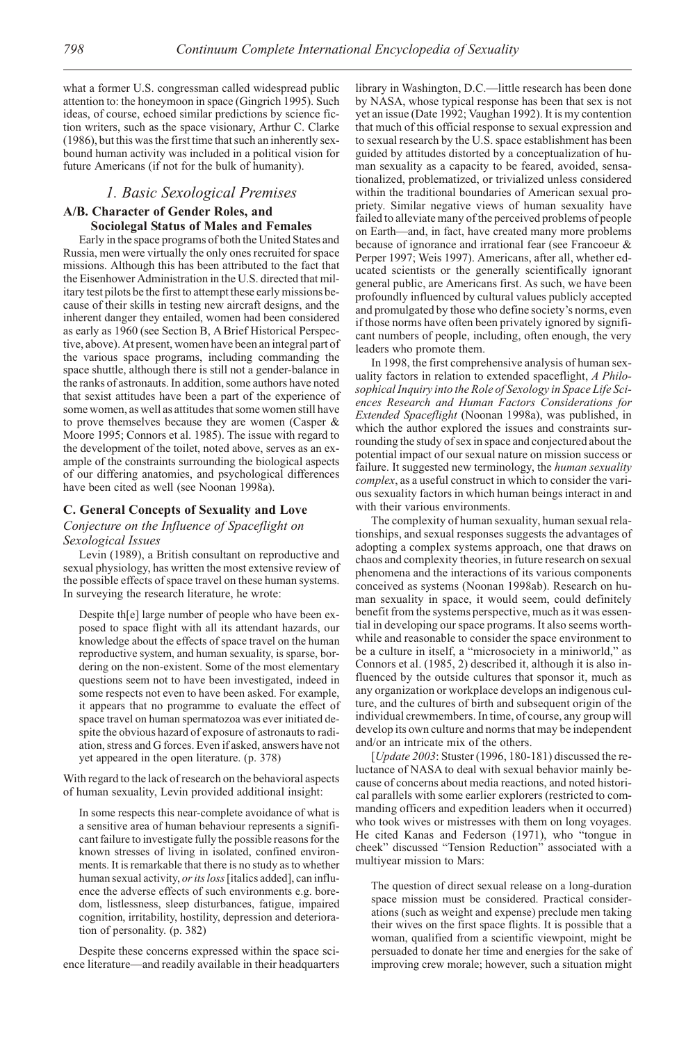what a former U.S. congressman called widespread public attention to: the honeymoon in space (Gingrich 1995). Such ideas, of course, echoed similar predictions by science fiction writers, such as the space visionary, Arthur C. Clarke (1986), but this was the first time that such an inherently sex-bound human activity was included in a political vision for future Americans (if not for the bulk of humanity).

## *1. Basic Sexological Premises*

### A/B. Character of Gender Roles, and Sociolegal Status of Males and Females

Early in the space programs of both the United States and Russia, men were virtually the only ones recruited for space missions. Although this has been attributed to the fact that the Eisenhower Administration in the U.S. directed that military test pilots be the first to attempt these early missions because of their skills in testing new aircraft designs, and the inherent danger they entailed, women had been considered as early as 1960 (see Section B, A Brief Historical Perspective, above). At present, women have been an integral part of the various space programs, including commanding the space shuttle, although there is still not a gender-balance in the ranks of astronauts. In addition, some authors have noted that sexist attitudes have been a part of the experience of some women, as well as attitudes that some women still have to prove themselves because they are women (Casper & Moore 1995; Connors et al. 1985). The issue with regard to the development of the toilet, noted above, serves as an example of the constraints surrounding the biological aspects of our differing anatomies, and psychological differences have been cited as well (see Noonan 1998a).

### C. General Concepts of Sexuality and Love

#### *Conjecture on the Influence of Spaceflight on Sexological Issues*

Levin (1989), a British consultant on reproductive and sexual physiology, has written the most extensive review of the possible effects of space travel on these human systems. In surveying the research literature, he wrote:

> Despite th[e] large number of people who have been exposed to space flight with all its attendant hazards, our knowledge about the effects of space travel on the human reproductive system, and human sexuality, is sparse, bordering on the non-existent. Some of the most elementary questions seem not to have been investigated, indeed in some respects not even to have been asked. For example, it appears that no programme to evaluate the effect of space travel on human spermatozoa was ever initiated despite the obvious hazard of exposure of astronauts to radiation, stress and G forces. Even if asked, answers have not yet appeared in the open literature. (p. 378)

With regard to the lack of research on the behavioral aspects of human sexuality, Levin provided additional insight:

> In some respects this near-complete avoidance of what is a sensitive area of human behaviour represents a significant failure to investigate fully the possible reasons for the known stresses of living in isolated, confined environments. It is remarkable that there is no study as to whether human sexual activity, *or its loss* [italics added], can influence the adverse effects of such environments e.g. boredom, listlessness, sleep disturbances, fatigue, impaired cognition, irritability, hostility, depression and deterioration of personality. (p. 382)

Despite these concerns expressed within the space science literature—and readily available in their headquarters library in Washington, D.C.—little research has been done by NASA, whose typical response has been that sex is not yet an issue (Date 1992; Vaughan 1992). It is my contention that much of this official response to sexual expression and to sexual research by the U.S. space establishment has been guided by attitudes distorted by a conceptualization of human sexuality as a capacity to be feared, avoided, sensationalized, problematized, or trivialized unless considered within the traditional boundaries of American sexual propriety. Similar negative views of human sexuality have failed to alleviate many of the perceived problems of people on Earth—and, in fact, have created many more problems because of ignorance and irrational fear (see Francoeur & Perper 1997; Weis 1997). Americans, after all, whether educated scientists or the generally scientifically ignorant general public, are Americans first. As such, we have been profoundly influenced by cultural values publicly accepted and promulgated by those who define society's norms, even if those norms have often been privately ignored by significant numbers of people, including, often enough, the very leaders who promote them.

In 1998, the first comprehensive analysis of human sexuality factors in relation to extended spaceflight, *A Philosophical Inquiry into the Role of Sexology in Space Life Sciences Research and Human Factors Considerations for Extended Spaceflight* (Noonan 1998a), was published, in which the author explored the issues and constraints surrounding the study of sex in space and conjectured about the potential impact of our sexual nature on mission success or failure. It suggested new terminology, the *human sexuality complex*, as a useful construct in which to consider the various sexuality factors in which human beings interact in and with their various environments.

The complexity of human sexuality, human sexual relationships, and sexual responses suggests the advantages of adopting a complex systems approach, one that draws on chaos and complexity theories, in future research on sexual phenomena and the interactions of its various components conceived as systems (Noonan 1998ab). Research on human sexuality in space, it would seem, could definitely benefit from the systems perspective, much as it was essential in developing our space programs. It also seems worthwhile and reasonable to consider the space environment to be a culture in itself, a "microsociety in a miniworld," as Connors et al. (1985, 2) described it, although it is also influenced by the outside cultures that sponsor it, much as any organization or workplace develops an indigenous culture, and the cultures of birth and subsequent origin of the individual crewmembers. In time, of course, any group will develop its own culture and norms that may be independent and/or an intricate mix of the others.

[*Update 2003*: Stuster (1996, 180-181) discussed the reluctance of NASA to deal with sexual behavior mainly because of concerns about media reactions, and noted historical parallels with some earlier explorers (restricted to commanding officers and expedition leaders when it occurred) who took wives or mistresses with them on long voyages. He cited Kanas and Federson (1971), who "tongue in cheek" discussed "Tension Reduction" associated with a multiyear mission to Mars:

> The question of direct sexual release on a long-duration space mission must be considered. Practical considerations (such as weight and expense) preclude men taking their wives on the first space flights. It is possible that a woman, qualified from a scientific viewpoint, might be persuaded to donate her time and energies for the sake of improving crew morale; however, such a situation might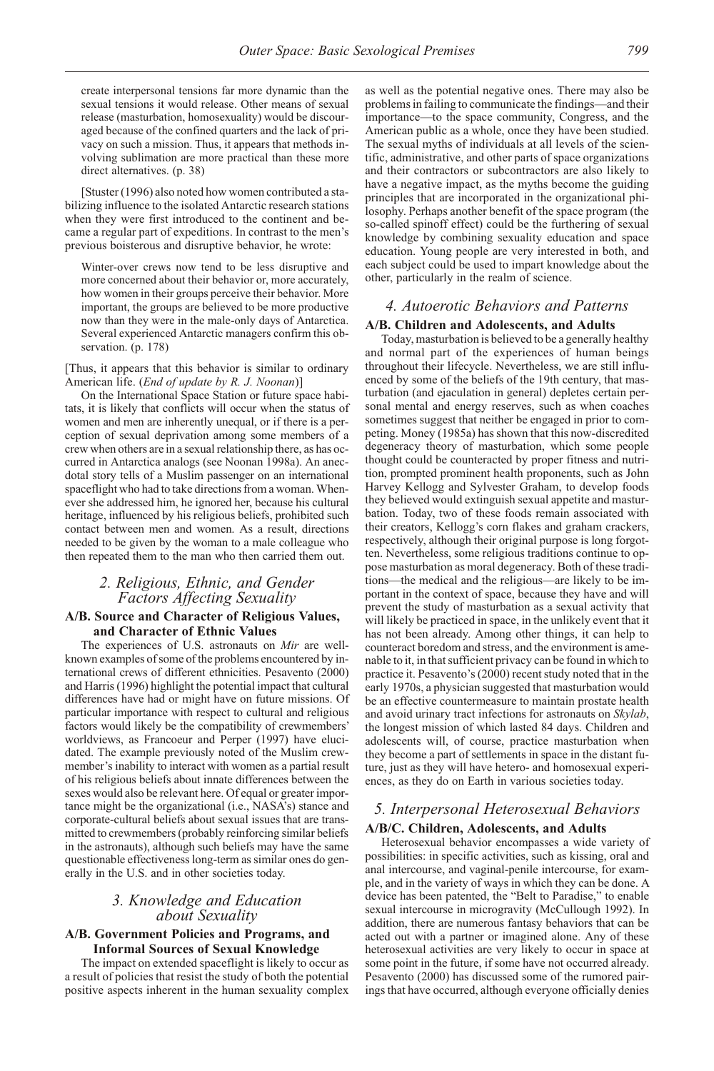create interpersonal tensions far more dynamic than the sexual tensions it would release. Other means of sexual release (masturbation, homosexuality) would be discouraged because of the confined quarters and the lack of privacy on such a mission. Thus, it appears that methods involving sublimation are more practical than these more direct alternatives. (p. 38)

[Stuster (1996) also noted how women contributed a stabilizing influence to the isolated Antarctic research stations when they were first introduced to the continent and became a regular part of expeditions. In contrast to the men's previous boisterous and disruptive behavior, he wrote:

> Winter-over crews now tend to be less disruptive and more concerned about their behavior or, more accurately, how women in their groups perceive their behavior. More important, the groups are believed to be more productive now than they were in the male-only days of Antarctica. Several experienced Antarctic managers confirm this observation. (p. 178)

[Thus, it appears that this behavior is similar to ordinary American life. (*End of update by R. J. Noonan*)]

On the International Space Station or future space habitats, it is likely that conflicts will occur when the status of women and men are inherently unequal, or if there is a perception of sexual deprivation among some members of a crew when others are in a sexual relationship there, as has occurred in Antarctica analogs (see Noonan 1998a). An anecdotal story tells of a Muslim passenger on an international spaceflight who had to take directions from a woman. Whenever she addressed him, he ignored her, because his cultural heritage, influenced by his religious beliefs, prohibited such contact between men and women. As a result, directions needed to be given by the woman to a male colleague who then repeated them to the man who then carried them out.

## *2. Religious, Ethnic, and Gender Factors Affecting Sexuality*

### A/B. Source and Character of Religious Values, and Character of Ethnic Values

The experiences of U.S. astronauts on *Mir* are well-known examples of some of the problems encountered by international crews of different ethnicities. Pesavento (2000) and Harris (1996) highlight the potential impact that cultural differences have had or might have on future missions. Of particular importance with respect to cultural and religious factors would likely be the compatibility of crewmembers' worldviews, as Francoeur and Perper (1997) have elucidated. The example previously noted of the Muslim crewmember's inability to interact with women as a partial result of his religious beliefs about innate differences between the sexes would also be relevant here. Of equal or greater importance might be the organizational (i.e., NASA's) stance and corporate-cultural beliefs about sexual issues that are transmitted to crewmembers (probably reinforcing similar beliefs in the astronauts), although such beliefs may have the same questionable effectiveness long-term as similar ones do generally in the U.S. and in other societies today.

## *3. Knowledge and Education about Sexuality*

### A/B. Government Policies and Programs, and Informal Sources of Sexual Knowledge

The impact on extended spaceflight is likely to occur as a result of policies that resist the study of both the potential positive aspects inherent in the human sexuality complex as well as the potential negative ones. There may also be problems in failing to communicate the findings—and their importance—to the space community, Congress, and the American public as a whole, once they have been studied. The sexual myths of individuals at all levels of the scientific, administrative, and other parts of space organizations and their contractors or subcontractors are also likely to have a negative impact, as the myths become the guiding principles that are incorporated in the organizational philosophy. Perhaps another benefit of the space program (the so-called spinoff effect) could be the furthering of sexual knowledge by combining sexuality education and space education. Young people are very interested in both, and each subject could be used to impart knowledge about the other, particularly in the realm of science.

## *4. Autoerotic Behaviors and Patterns*

### A/B. Children and Adolescents, and Adults

Today, masturbation is believed to be a generally healthy and normal part of the experiences of human beings throughout their lifecycle. Nevertheless, we are still influenced by some of the beliefs of the 19th century, that masturbation (and ejaculation in general) depletes certain personal mental and energy reserves, such as when coaches sometimes suggest that neither be engaged in prior to competing. Money (1985a) has shown that this now-discredited degeneracy theory of masturbation, which some people thought could be counteracted by proper fitness and nutrition, prompted prominent health proponents, such as John Harvey Kellogg and Sylvester Graham, to develop foods they believed would extinguish sexual appetite and masturbation. Today, two of these foods remain associated with their creators, Kellogg's corn flakes and graham crackers, respectively, although their original purpose is long forgotten. Nevertheless, some religious traditions continue to oppose masturbation as moral degeneracy. Both of these traditions—the medical and the religious—are likely to be important in the context of space, because they have and will prevent the study of masturbation as a sexual activity that will likely be practiced in space, in the unlikely event that it has not been already. Among other things, it can help to counteract boredom and stress, and the environment is amenable to it, in that sufficient privacy can be found in which to practice it. Pesavento's (2000) recent study noted that in the early 1970s, a physician suggested that masturbation would be an effective countermeasure to maintain prostate health and avoid urinary tract infections for astronauts on *Skylab*, the longest mission of which lasted 84 days. Children and adolescents will, of course, practice masturbation when they become a part of settlements in space in the distant future, just as they will have hetero- and homosexual experiences, as they do on Earth in various societies today.

## *5. Interpersonal Heterosexual Behaviors*

### A/B/C. Children, Adolescents, and Adults

Heterosexual behavior encompasses a wide variety of possibilities: in specific activities, such as kissing, oral and anal intercourse, and vaginal-penile intercourse, for example, and in the variety of ways in which they can be done. A device has been patented, the "Belt to Paradise," to enable sexual intercourse in microgravity (McCullough 1992). In addition, there are numerous fantasy behaviors that can be acted out with a partner or imagined alone. Any of these heterosexual activities are very likely to occur in space at some point in the future, if some have not occurred already. Pesavento (2000) has discussed some of the rumored pairings that have occurred, although everyone officially denies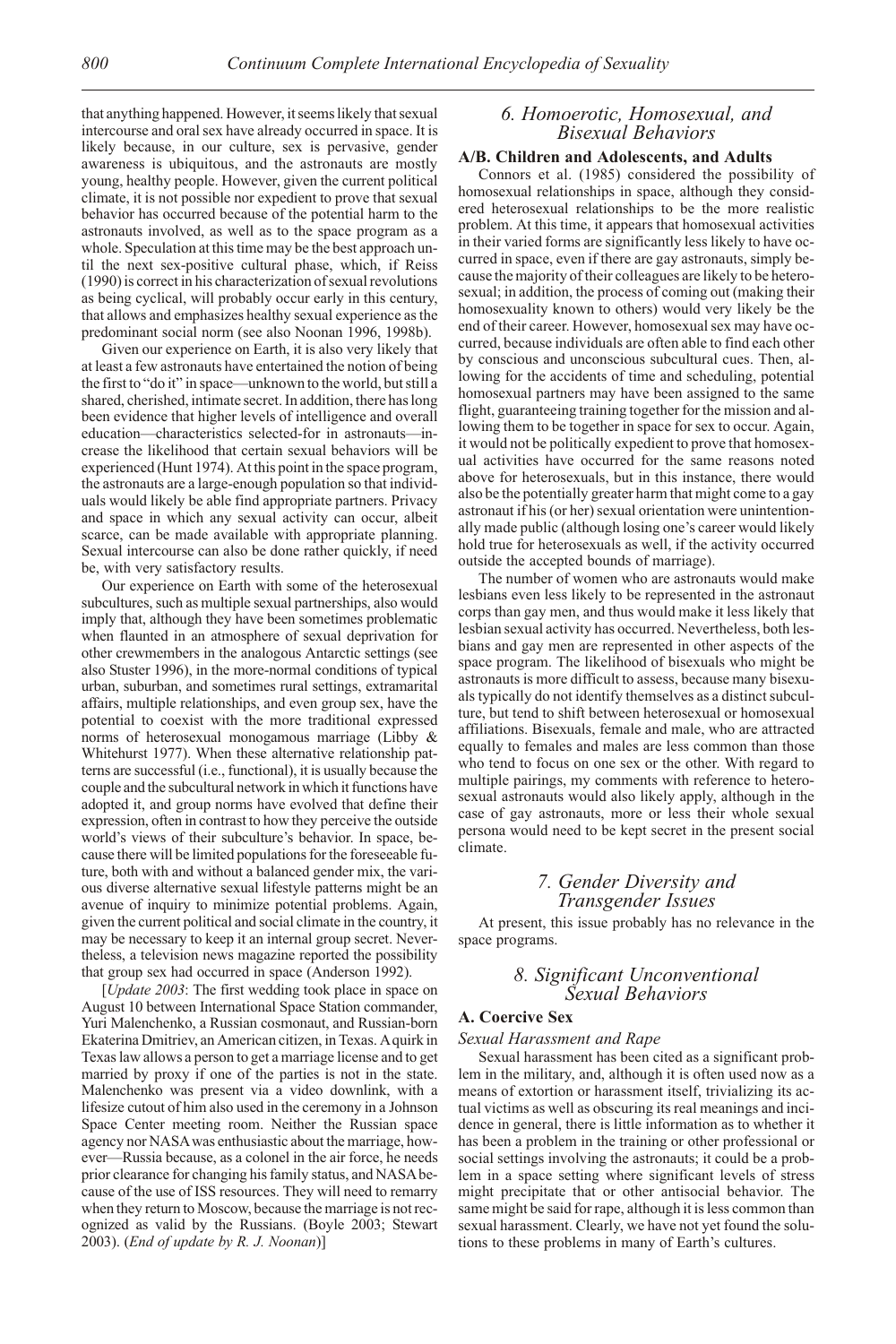that anything happened. However, it seems likely that sexual intercourse and oral sex have already occurred in space. It is likely because, in our culture, sex is pervasive, gender awareness is ubiquitous, and the astronauts are mostly young, healthy people. However, given the current political climate, it is not possible nor expedient to prove that sexual behavior has occurred because of the potential harm to the astronauts involved, as well as to the space program as a whole. Speculation at this time may be the best approach until the next sex-positive cultural phase, which, if Reiss (1990) is correct in his characterization of sexual revolutions as being cyclical, will probably occur early in this century, that allows and emphasizes healthy sexual experience as the predominant social norm (see also Noonan 1996, 1998b).

Given our experience on Earth, it is also very likely that at least a few astronauts have entertained the notion of being the first to "do it" in space—unknown to the world, but still a shared, cherished, intimate secret. In addition, there has long been evidence that higher levels of intelligence and overall education—characteristics selected-for in astronauts—increase the likelihood that certain sexual behaviors will be experienced (Hunt 1974). At this point in the space program, the astronauts are a large-enough population so that individuals would likely be able find appropriate partners. Privacy and space in which any sexual activity can occur, albeit scarce, can be made available with appropriate planning. Sexual intercourse can also be done rather quickly, if need be, with very satisfactory results.

Our experience on Earth with some of the heterosexual subcultures, such as multiple sexual partnerships, also would imply that, although they have been sometimes problematic when flaunted in an atmosphere of sexual deprivation for other crewmembers in the analogous Antarctic settings (see also Stuster 1996), in the more-normal conditions of typical urban, suburban, and sometimes rural settings, extramarital affairs, multiple relationships, and even group sex, have the potential to coexist with the more traditional expressed norms of heterosexual monogamous marriage (Libby & Whitehurst 1977). When these alternative relationship patterns are successful (i.e., functional), it is usually because the couple and the subcultural network in which it functions have adopted it, and group norms have evolved that define their expression, often in contrast to how they perceive the outside world's views of their subculture's behavior. In space, because there will be limited populations for the foreseeable future, both with and without a balanced gender mix, the various diverse alternative sexual lifestyle patterns might be an avenue of inquiry to minimize potential problems. Again, given the current political and social climate in the country, it may be necessary to keep it an internal group secret. Nevertheless, a television news magazine reported the possibility that group sex had occurred in space (Anderson 1992).

[*Update 2003*: The first wedding took place in space on August 10 between International Space Station commander, Yuri Malenchenko, a Russian cosmonaut, and Russian-born Ekaterina Dmitriev, an American citizen, in Texas. A quirk in Texas law allows a person to get a marriage license and to get married by proxy if one of the parties is not in the state. Malenchenko was present via a video downlink, with a lifesize cutout of him also used in the ceremony in a Johnson Space Center meeting room. Neither the Russian space agency nor NASA was enthusiastic about the marriage, however—Russia because, as a colonel in the air force, he needs prior clearance for changing his family status, and NASA because of the use of ISS resources. They will need to remarry when they return to Moscow, because the marriage is not recognized as valid by the Russians. (Boyle 2003; Stewart 2003). (*End of update by R. J. Noonan*)]

## *6. Homoerotic, Homosexual, and Bisexual Behaviors*

### A/B. Children and Adolescents, and Adults

Connors et al. (1985) considered the possibility of homosexual relationships in space, although they considered heterosexual relationships to be the more realistic problem. At this time, it appears that homosexual activities in their varied forms are significantly less likely to have occurred in space, even if there are gay astronauts, simply because the majority of their colleagues are likely to be heterosexual; in addition, the process of coming out (making their homosexuality known to others) would very likely be the end of their career. However, homosexual sex may have occurred, because individuals are often able to find each other by conscious and unconscious subcultural cues. Then, allowing for the accidents of time and scheduling, potential homosexual partners may have been assigned to the same flight, guaranteeing training together for the mission and allowing them to be together in space for sex to occur. Again, it would not be politically expedient to prove that homosexual activities have occurred for the same reasons noted above for heterosexuals, but in this instance, there would also be the potentially greater harm that might come to a gay astronaut if his (or her) sexual orientation were unintentionally made public (although losing one's career would likely hold true for heterosexuals as well, if the activity occurred outside the accepted bounds of marriage).

The number of women who are astronauts would make lesbians even less likely to be represented in the astronaut corps than gay men, and thus would make it less likely that lesbian sexual activity has occurred. Nevertheless, both lesbians and gay men are represented in other aspects of the space program. The likelihood of bisexuals who might be astronauts is more difficult to assess, because many bisexuals typically do not identify themselves as a distinct subculture, but tend to shift between heterosexual or homosexual affiliations. Bisexuals, female and male, who are attracted equally to females and males are less common than those who tend to focus on one sex or the other. With regard to multiple pairings, my comments with reference to heterosexual astronauts would also likely apply, although in the case of gay astronauts, more or less their whole sexual persona would need to be kept secret in the present social climate.

## *7. Gender Diversity and Transgender Issues*

At present, this issue probably has no relevance in the space programs.

## *8. Significant Unconventional Sexual Behaviors*

### A. Coercive Sex

*Sexual Harassment and Rape*

Sexual harassment has been cited as a significant problem in the military, and, although it is often used now as a means of extortion or harassment itself, trivializing its actual victims as well as obscuring its real meanings and incidence in general, there is little information as to whether it has been a problem in the training or other professional or social settings involving the astronauts; it could be a problem in a space setting where significant levels of stress might precipitate that or other antisocial behavior. The same might be said for rape, although it is less common than sexual harassment. Clearly, we have not yet found the solutions to these problems in many of Earth's cultures.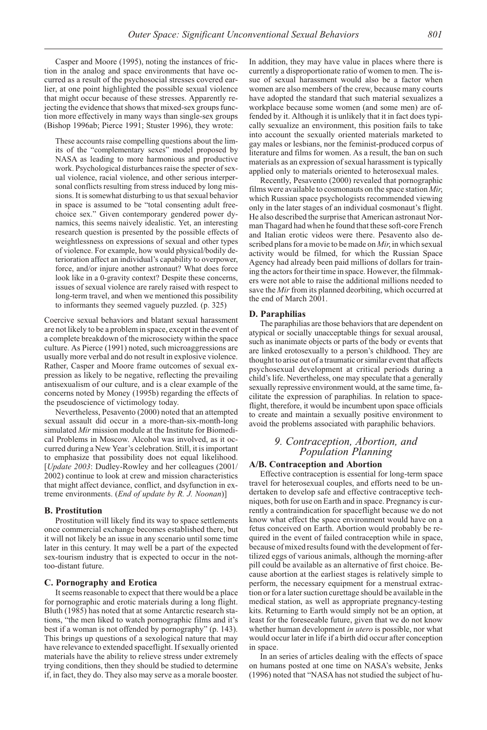Casper and Moore (1995), noting the instances of friction in the analog and space environments that have occurred as a result of the psychosocial stresses covered earlier, at one point highlighted the possible sexual violence that might occur because of these stresses. Apparently rejecting the evidence that shows that mixed-sex groups function more effectively in many ways than single-sex groups (Bishop 1996ab; Pierce 1991; Stuster 1996), they wrote:

> These accounts raise compelling questions about the limits of the "complementary sexes" model proposed by NASA as leading to more harmonious and productive work. Psychological disturbances raise the specter of sexual violence, racial violence, and other serious interpersonal conflicts resulting from stress induced by long missions. It is somewhat disturbing to us that sexual behavior in space is assumed to be "total consenting adult free-choice sex." Given contemporary gendered power dynamics, this seems naively idealistic. Yet, an interesting research question is presented by the possible effects of weightlessness on expressions of sexual and other types of violence. For example, how would physical/bodily deterioration affect an individual's capability to overpower, force, and/or injure another astronaut? What does force look like in a 0-gravity context? Despite these concerns, issues of sexual violence are rarely raised with respect to long-term travel, and when we mentioned this possibility to informants they seemed vaguely puzzled. (p. 325)

Coercive sexual behaviors and blatant sexual harassment are not likely to be a problem in space, except in the event of a complete breakdown of the microsociety within the space culture. As Pierce (1991) noted, such microaggressions are usually more verbal and do not result in explosive violence. Rather, Casper and Moore frame outcomes of sexual expression as likely to be negative, reflecting the prevailing antisexualism of our culture, and is a clear example of the concerns noted by Money (1995b) regarding the effects of the pseudoscience of victimology today.

Nevertheless, Pesavento (2000) noted that an attempted sexual assault did occur in a more-than-six-month-long simulated *Mir* mission module at the Institute for Biomedical Problems in Moscow. Alcohol was involved, as it occurred during a New Year's celebration. Still, it is important to emphasize that possibility does not equal likelihood. [*Update 2003*: Dudley-Rowley and her colleagues (2001/2002) continue to look at crew and mission characteristics that might affect deviance, conflict, and dsyfunction in extreme environments. (*End of update by R. J. Noonan*)]

### B. Prostitution

Prostitution will likely find its way to space settlements once commercial exchange becomes established there, but it will not likely be an issue in any scenario until some time later in this century. It may well be a part of the expected sex-tourism industry that is expected to occur in the not-too-distant future.

### C. Pornography and Erotica

It seems reasonable to expect that there would be a place for pornographic and erotic materials during a long flight. Bluth (1985) has noted that at some Antarctic research stations, "the men liked to watch pornographic films and it's best if a woman is not offended by pornography" (p. 143). This brings up questions of a sexological nature that may have relevance to extended spaceflight. If sexually oriented materials have the ability to relieve stress under extremely trying conditions, then they should be studied to determine if, in fact, they do. They also may serve as a morale booster. In addition, they may have value in places where there is currently a disproportionate ratio of women to men. The issue of sexual harassment would also be a factor when women are also members of the crew, because many courts have adopted the standard that such material sexualizes a workplace because some women (and some men) are offended by it. Although it is unlikely that it in fact does typically sexualize an environment, this position fails to take into account the sexually oriented materials marketed to gay males or lesbians, nor the feminist-produced corpus of literature and films for women. As a result, the ban on such materials as an expression of sexual harassment is typically applied only to materials oriented to heterosexual males.

Recently, Pesavento (2000) revealed that pornographic films were available to cosmonauts on the space station *Mir*, which Russian space psychologists recommended viewing only in the later stages of an individual cosmonaut's flight. He also described the surprise that American astronaut Norman Thagard had when he found that these soft-core French and Italian erotic videos were there. Pesavento also described plans for a movie to be made on *Mir*, in which sexual activity would be filmed, for which the Russian Space Agency had already been paid millions of dollars for training the actors for their time in space. However, the filmmakers were not able to raise the additional millions needed to save the *Mir* from its planned deorbiting, which occurred at the end of March 2001.

### D. Paraphilias

The paraphilias are those behaviors that are dependent on atypical or socially unacceptable things for sexual arousal, such as inanimate objects or parts of the body or events that are linked erotosexually to a person's childhood. They are thought to arise out of a traumatic or similar event that affects psychosexual development at critical periods during a child's life. Nevertheless, one may speculate that a generally sexually repressive environment would, at the same time, facilitate the expression of paraphilias. In relation to spaceflight, therefore, it would be incumbent upon space officials to create and maintain a sexually positive environment to avoid the problems associated with paraphilic behaviors.

## *9. Contraception, Abortion, and Population Planning*

### A/B. Contraception and Abortion

Effective contraception is essential for long-term space travel for heterosexual couples, and efforts need to be undertaken to develop safe and effective contraceptive techniques, both for use on Earth and in space. Pregnancy is currently a contraindication for spaceflight because we do not know what effect the space environment would have on a fetus conceived on Earth. Abortion would probably be required in the event of failed contraception while in space, because of mixed results found with the development of fertilized eggs of various animals, although the morning-after pill could be available as an alternative of first choice. Because abortion at the earliest stages is relatively simple to perform, the necessary equipment for a menstrual extraction or for a later suction curettage should be available in the medical station, as well as appropriate pregnancy-testing kits. Returning to Earth would simply not be an option, at least for the foreseeable future, given that we do not know whether human development *in utero* is possible, nor what would occur later in life if a birth did occur after conception in space.

In an series of articles dealing with the effects of space on humans posted at one time on NASA's website, Jenks (1996) noted that "NASA has not studied the subject of hu-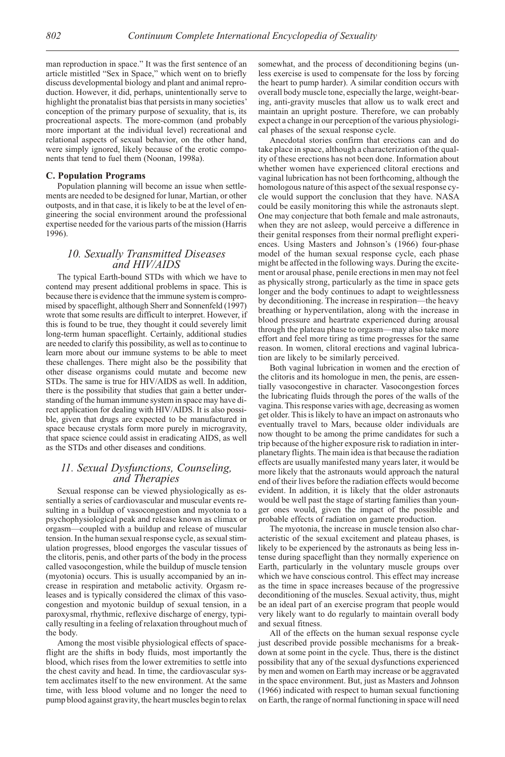man reproduction in space." It was the first sentence of an article mistitled "Sex in Space," which went on to briefly discuss developmental biology and plant and animal reproduction. However, it did, perhaps, unintentionally serve to highlight the pronatalist bias that persists in many societies' conception of the primary purpose of sexuality, that is, its procreational aspects. The more-common (and probably more important at the individual level) recreational and relational aspects of sexual behavior, on the other hand, were simply ignored, likely because of the erotic components that tend to fuel them (Noonan, 1998a).

**C. Population Programs**

Population planning will become an issue when settlements are needed to be designed for lunar, Martian, or other outposts, and in that case, it is likely to be at the level of engineering the social environment around the professional expertise needed for the various parts of the mission (Harris 1996).

## *10. Sexually Transmitted Diseases and HIV/AIDS*

The typical Earth-bound STDs with which we have to contend may present additional problems in space. This is because there is evidence that the immune system is compromised by spaceflight, although Sherr and Sonnenfeld (1997) wrote that some results are difficult to interpret. However, if this is found to be true, they thought it could severely limit long-term human spaceflight. Certainly, additional studies are needed to clarify this possibility, as well as to continue to learn more about our immune systems to be able to meet these challenges. There might also be the possibility that other disease organisms could mutate and become new STDs. The same is true for HIV/AIDS as well. In addition, there is the possibility that studies that gain a better understanding of the human immune system in space may have direct application for dealing with HIV/AIDS. It is also possible, given that drugs are expected to be manufactured in space because crystals form more purely in microgravity, that space science could assist in eradicating AIDS, as well as the STDs and other diseases and conditions.

## *11. Sexual Dysfunctions, Counseling, and Therapies*

Sexual response can be viewed physiologically as essentially a series of cardiovascular and muscular events resulting in a buildup of vasocongestion and myotonia to a psychophysiological peak and release known as climax or orgasm—coupled with a buildup and release of muscular tension. In the human sexual response cycle, as sexual stimulation progresses, blood engorges the vascular tissues of the clitoris, penis, and other parts of the body in the process called vasocongestion, while the buildup of muscle tension (myotonia) occurs. This is usually accompanied by an increase in respiration and metabolic activity. Orgasm releases and is typically considered the climax of this vasocongestion and myotonic buildup of sexual tension, in a paroxysmal, rhythmic, reflexive discharge of energy, typically resulting in a feeling of relaxation throughout much of the body.

Among the most visible physiological effects of spaceflight are the shifts in body fluids, most importantly the blood, which rises from the lower extremities to settle into the chest cavity and head. In time, the cardiovascular system acclimates itself to the new environment. At the same time, with less blood volume and no longer the need to pump blood against gravity, the heart muscles begin to relax somewhat, and the process of deconditioning begins (unless exercise is used to compensate for the loss by forcing the heart to pump harder). A similar condition occurs with overall body muscle tone, especially the large, weight-bearing, anti-gravity muscles that allow us to walk erect and maintain an upright posture. Therefore, we can probably expect a change in our perception of the various physiological phases of the sexual response cycle.

Anecdotal stories confirm that erections can and do take place in space, although a characterization of the quality of these erections has not been done. Information about whether women have experienced clitoral erections and vaginal lubrication has not been forthcoming, although the homologous nature of this aspect of the sexual response cycle would support the conclusion that they have. NASA could be easily monitoring this while the astronauts slept. One may conjecture that both female and male astronauts, when they are not asleep, would perceive a difference in their genital responses from their normal preflight experiences. Using Masters and Johnson's (1966) four-phase model of the human sexual response cycle, each phase might be affected in the following ways. During the excitement or arousal phase, penile erections in men may not feel as physically strong, particularly as the time in space gets longer and the body continues to adapt to weightlessness by deconditioning. The increase in respiration—the heavy breathing or hyperventilation, along with the increase in blood pressure and heartrate experienced during arousal through the plateau phase to orgasm—may also take more effort and feel more tiring as time progresses for the same reason. In women, clitoral erections and vaginal lubrication are likely to be similarly perceived.

Both vaginal lubrication in women and the erection of the clitoris and its homologue in men, the penis, are essentially vasocongestive in character. Vasocongestion forces the lubricating fluids through the pores of the walls of the vagina. This response varies with age, decreasing as women get older. This is likely to have an impact on astronauts who eventually travel to Mars, because older individuals are now thought to be among the prime candidates for such a trip because of the higher exposure risk to radiation in interplanetary flights. The main idea is that because the radiation effects are usually manifested many years later, it would be more likely that the astronauts would approach the natural end of their lives before the radiation effects would become evident. In addition, it is likely that the older astronauts would be well past the stage of starting families than younger ones would, given the impact of the possible and probable effects of radiation on gamete production.

The myotonia, the increase in muscle tension also characteristic of the sexual excitement and plateau phases, is likely to be experienced by the astronauts as being less intense during spaceflight than they normally experience on Earth, particularly in the voluntary muscle groups over which we have conscious control. This effect may increase as the time in space increases because of the progressive deconditioning of the muscles. Sexual activity, thus, might be an ideal part of an exercise program that people would very likely want to do regularly to maintain overall body and sexual fitness.

All of the effects on the human sexual response cycle just described provide possible mechanisms for a breakdown at some point in the cycle. Thus, there is the distinct possibility that any of the sexual dysfunctions experienced by men and women on Earth may increase or be aggravated in the space environment. But, just as Masters and Johnson (1966) indicated with respect to human sexual functioning on Earth, the range of normal functioning in space will need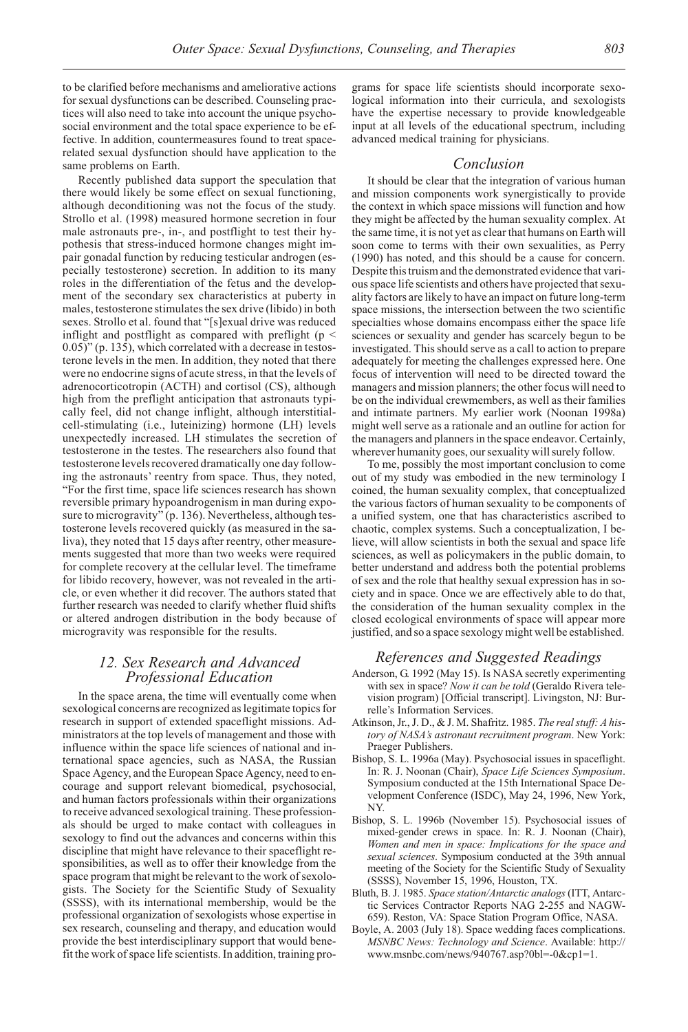to be clarified before mechanisms and ameliorative actions for sexual dysfunctions can be described. Counseling practices will also need to take into account the unique psychosocial environment and the total space experience to be effective. In addition, countermeasures found to treat space-related sexual dysfunction should have application to the same problems on Earth.

Recently published data support the speculation that there would likely be some effect on sexual functioning, although deconditioning was not the focus of the study. Strollo et al. (1998) measured hormone secretion in four male astronauts pre-, in-, and postflight to test their hypothesis that stress-induced hormone changes might impair gonadal function by reducing testicular androgen (especially testosterone) secretion. In addition to its many roles in the differentiation of the fetus and the development of the secondary sex characteristics at puberty in males, testosterone stimulates the sex drive (libido) in both sexes. Strollo et al. found that "[s]exual drive was reduced inflight and postflight as compared with preflight ($p < 0.05$)" (p. 135), which correlated with a decrease in testosterone levels in the men. In addition, they noted that there were no endocrine signs of acute stress, in that the levels of adrenocorticotropin (ACTH) and cortisol (CS), although high from the preflight anticipation that astronauts typically feel, did not change inflight, although interstitial-cell-stimulating (i.e., luteinizing) hormone (LH) levels unexpectedly increased. LH stimulates the secretion of testosterone in the testes. The researchers also found that testosterone levels recovered dramatically one day following the astronauts' reentry from space. Thus, they noted, "For the first time, space life sciences research has shown reversible primary hypoandrogenism in man during exposure to microgravity" (p. 136). Nevertheless, although testosterone levels recovered quickly (as measured in the saliva), they noted that 15 days after reentry, other measurements suggested that more than two weeks were required for complete recovery at the cellular level. The timeframe for libido recovery, however, was not revealed in the article, or even whether it did recover. The authors stated that further research was needed to clarify whether fluid shifts or altered androgen distribution in the body because of microgravity was responsible for the results.

## 12. Sex Research and Advanced Professional Education

In the space arena, the time will eventually come when sexological concerns are recognized as legitimate topics for research in support of extended spaceflight missions. Administrators at the top levels of management and those with influence within the space life sciences of national and international space agencies, such as NASA, the Russian Space Agency, and the European Space Agency, need to encourage and support relevant biomedical, psychosocial, and human factors professionals within their organizations to receive advanced sexological training. These professionals should be urged to make contact with colleagues in sexology to find out the advances and concerns within this discipline that might have relevance to their spaceflight responsibilities, as well as to offer their knowledge from the space program that might be relevant to the work of sexologists. The Society for the Scientific Study of Sexuality (SSSS), with its international membership, would be the professional organization of sexologists whose expertise in sex research, counseling and therapy, and education would provide the best interdisciplinary support that would benefit the work of space life scientists. In addition, training programs for space life scientists should incorporate sexological information into their curricula, and sexologists have the expertise necessary to provide knowledgeable input at all levels of the educational spectrum, including advanced medical training for physicians.

## Conclusion

It should be clear that the integration of various human and mission components work synergistically to provide the context in which space missions will function and how they might be affected by the human sexuality complex. At the same time, it is not yet as clear that humans on Earth will soon come to terms with their own sexualities, as Perry (1990) has noted, and this should be a cause for concern. Despite this truism and the demonstrated evidence that various space life scientists and others have projected that sexuality factors are likely to have an impact on future long-term space missions, the intersection between the two scientific specialties whose domains encompass either the space life sciences or sexuality and gender has scarcely begun to be investigated. This should serve as a call to action to prepare adequately for meeting the challenges expressed here. One focus of intervention will need to be directed toward the managers and mission planners; the other focus will need to be on the individual crewmembers, as well as their families and intimate partners. My earlier work (Noonan 1998a) might well serve as a rationale and an outline for action for the managers and planners in the space endeavor. Certainly, wherever humanity goes, our sexuality will surely follow.

To me, possibly the most important conclusion to come out of my study was embodied in the new terminology I coined, the human sexuality complex, that conceptualized the various factors of human sexuality to be components of a unified system, one that has characteristics ascribed to chaotic, complex systems. Such a conceptualization, I believe, will allow scientists in both the sexual and space life sciences, as well as policymakers in the public domain, to better understand and address both the potential problems of sex and the role that healthy sexual expression has in society and in space. Once we are effectively able to do that, the consideration of the human sexuality complex in the closed ecological environments of space will appear more justified, and so a space sexology might well be established.

## References and Suggested Readings

Anderson, G. 1992 (May 15). Is NASA secretly experimenting with sex in space? *Now it can be told* (Geraldo Rivera television program) [Official transcript]. Livingston, NJ: Burrelle's Information Services.

Atkinson, Jr., J. D., & J. M. Shafritz. 1985. *The real stuff: A history of NASA's astronaut recruitment program*. New York: Praeger Publishers.

Bishop, S. L. 1996a (May). Psychosocial issues in spaceflight. In: R. J. Noonan (Chair), *Space Life Sciences Symposium*. Symposium conducted at the 15th International Space Development Conference (ISDC), May 24, 1996, New York, NY.

Bishop, S. L. 1996b (November 15). Psychosocial issues of mixed-gender crews in space. In: R. J. Noonan (Chair), *Women and men in space: Implications for the space and sexual sciences*. Symposium conducted at the 39th annual meeting of the Society for the Scientific Study of Sexuality (SSSS), November 15, 1996, Houston, TX.

Bluth, B. J. 1985. *Space station/Antarctic analogs* (ITT, Antarctic Services Contractor Reports NAG 2-255 and NAGW-659). Reston, VA: Space Station Program Office, NASA.

Boyle, A. 2003 (July 18). Space wedding faces complications. *MSNBC News: Technology and Science*. Available: http://www.msnbc.com/news/940767.asp?0bl=-0&cp1=1.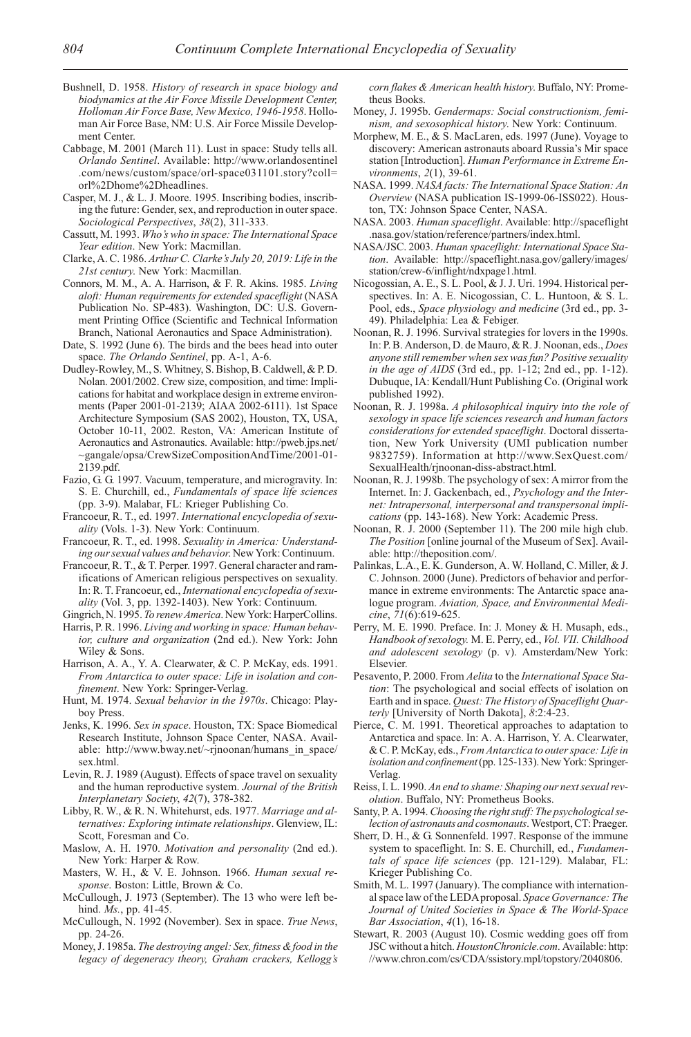Bushnell, D. 1958. *History of research in space biology and biodynamics at the Air Force Missile Development Center, Holloman Air Force Base, New Mexico, 1946-1958*. Holloman Air Force Base, NM: U.S. Air Force Missile Development Center.

Cabbage, M. 2001 (March 11). Lust in space: Study tells all. *Orlando Sentinel*. Available: http://www.orlandosentinel.com/news/custom/space/orl-space031101.story?coll=orl%2Dhome%2Dheadlines.

Casper, M. J., & L. J. Moore. 1995. Inscribing bodies, inscribing the future: Gender, sex, and reproduction in outer space. *Sociological Perspectives*, *38*(2), 311-333.

Cassutt, M. 1993. *Who's who in space: The International Space Year edition*. New York: Macmillan.

Clarke, A. C. 1986. *Arthur C. Clarke's July 20, 2019: Life in the 21st century.* New York: Macmillan.

Connors, M. M., A. A. Harrison, & F. R. Akins. 1985. *Living aloft: Human requirements for extended spaceflight* (NASA Publication No. SP-483). Washington, DC: U.S. Government Printing Office (Scientific and Technical Information Branch, National Aeronautics and Space Administration).

Date, S. 1992 (June 6). The birds and the bees head into outer space. *The Orlando Sentinel*, pp. A-1, A-6.

Dudley-Rowley, M., S. Whitney, S. Bishop, B. Caldwell, & P. D. Nolan. 2001/2002. Crew size, composition, and time: Implications for habitat and workplace design in extreme environments (Paper 2001-01-2139; AIAA 2002-6111). 1st Space Architecture Symposium (SAS 2002), Houston, TX, USA, October 10-11, 2002. Reston, VA: American Institute of Aeronautics and Astronautics. Available: http://pweb.jps.net/~gangale/opsa/CrewSizeCompositionAndTime/2001-01-2139.pdf.

Fazio, G. G. 1997. Vacuum, temperature, and microgravity. In: S. E. Churchill, ed., *Fundamentals of space life sciences* (pp. 3-9). Malabar, FL: Krieger Publishing Co.

Francoeur, R. T., ed. 1997. *International encyclopedia of sexuality* (Vols. 1-3). New York: Continuum.

Francoeur, R. T., ed. 1998. *Sexuality in America: Understanding our sexual values and behavior*. New York: Continuum.

Francoeur, R. T., & T. Perper. 1997. General character and ramifications of American religious perspectives on sexuality. In: R. T. Francoeur, ed., *International encyclopedia of sexuality* (Vol. 3, pp. 1392-1403). New York: Continuum.

Gingrich, N. 1995. *To renew America*. New York: HarperCollins.

Harris, P. R. 1996. *Living and working in space: Human behavior, culture and organization* (2nd ed.). New York: John Wiley & Sons.

Harrison, A. A., Y. A. Clearwater, & C. P. McKay, eds. 1991. *From Antarctica to outer space: Life in isolation and confinement*. New York: Springer-Verlag.

Hunt, M. 1974. *Sexual behavior in the 1970s*. Chicago: Playboy Press.

Jenks, K. 1996. *Sex in space*. Houston, TX: Space Biomedical Research Institute, Johnson Space Center, NASA. Available: http://www.bway.net/~rjnoonan/humans_in_space/sex.html.

Levin, R. J. 1989 (August). Effects of space travel on sexuality and the human reproductive system. *Journal of the British Interplanetary Society*, *42*(7), 378-382.

Libby, R. W., & R. N. Whitehurst, eds. 1977. *Marriage and alternatives: Exploring intimate relationships*. Glenview, IL: Scott, Foresman and Co.

Maslow, A. H. 1970. *Motivation and personality* (2nd ed.). New York: Harper & Row.

Masters, W. H., & V. E. Johnson. 1966. *Human sexual response*. Boston: Little, Brown & Co.

McCullough, J. 1973 (September). The 13 who were left behind. *Ms.*, pp. 41-45.

McCullough, N. 1992 (November). Sex in space. *True News*, pp. 24-26.

Money, J. 1985a. *The destroying angel: Sex, fitness & food in the legacy of degeneracy theory, Graham crackers, Kellogg's corn flakes & American health history*. Buffalo, NY: Prometheus Books.

Money, J. 1995b. *Gendermaps: Social constructionism, feminism, and sexosophical history*. New York: Continuum.

Morphew, M. E., & S. MacLaren, eds. 1997 (June). Voyage to discovery: American astronauts aboard Russia's Mir space station [Introduction]. *Human Performance in Extreme Environments*, *2*(1), 39-61.

NASA. 1999. *NASA facts: The International Space Station: An Overview* (NASA publication IS-1999-06-ISS022). Houston, TX: Johnson Space Center, NASA.

NASA. 2003. *Human spaceflight*. Available: http://spaceflight.nasa.gov/station/reference/partners/index.html.

NASA/JSC. 2003. *Human spaceflight: International Space Station*. Available: http://spaceflight.nasa.gov/gallery/images/station/crew-6/inflight/ndxpage1.html.

Nicogossian, A. E., S. L. Pool, & J. J. Uri. 1994. Historical perspectives. In: A. E. Nicogossian, C. L. Huntoon, & S. L. Pool, eds., *Space physiology and medicine* (3rd ed., pp. 3-49). Philadelphia: Lea & Febiger.

Noonan, R. J. 1996. Survival strategies for lovers in the 1990s. In: P. B. Anderson, D. de Mauro, & R. J. Noonan, eds., *Does anyone still remember when sex was fun? Positive sexuality in the age of AIDS* (3rd ed., pp. 1-12; 2nd ed., pp. 1-12). Dubuque, IA: Kendall/Hunt Publishing Co. (Original work published 1992).

Noonan, R. J. 1998a. *A philosophical inquiry into the role of sexology in space life sciences research and human factors considerations for extended spaceflight*. Doctoral dissertation, New York University (UMI publication number 9832759). Information at http://www.SexQuest.com/SexualHealth/rjnoonan-diss-abstract.html.

Noonan, R. J. 1998b. The psychology of sex: A mirror from the Internet. In: J. Gackenbach, ed., *Psychology and the Internet: Intrapersonal, interpersonal and transpersonal implications* (pp. 143-168). New York: Academic Press.

Noonan, R. J. 2000 (September 11). The 200 mile high club. *The Position* [online journal of the Museum of Sex]. Available: http://theposition.com/.

Palinkas, L.A., E. K. Gunderson, A. W. Holland, C. Miller, & J. C. Johnson. 2000 (June). Predictors of behavior and performance in extreme environments: The Antarctic space analogue program. *Aviation, Space, and Environmental Medicine*, *71*(6):619-625.

Perry, M. E. 1990. Preface. In: J. Money & H. Musaph, eds., *Handbook of sexology.* M. E. Perry, ed., *Vol. VII. Childhood and adolescent sexology* (p. v). Amsterdam/New York: Elsevier.

Pesavento, P. 2000. From *Aelita* to the *International Space Station*: The psychological and social effects of isolation on Earth and in space. *Quest: The History of Spaceflight Quarterly* [University of North Dakota], *8*:2:4-23.

Pierce, C. M. 1991. Theoretical approaches to adaptation to Antarctica and space. In: A. A. Harrison, Y. A. Clearwater, & C. P. McKay, eds., *From Antarctica to outer space: Life in isolation and confinement* (pp. 125-133). New York: Springer-Verlag.

Reiss, I. L. 1990. *An end to shame: Shaping our next sexual revolution*. Buffalo, NY: Prometheus Books.

Santy, P. A. 1994. *Choosing the right stuff: The psychological selection of astronauts and cosmonauts*. Westport, CT: Praeger.

Sherr, D. H., & G. Sonnenfeld. 1997. Response of the immune system to spaceflight. In: S. E. Churchill, ed., *Fundamentals of space life sciences* (pp. 121-129). Malabar, FL: Krieger Publishing Co.

Smith, M. L. 1997 (January). The compliance with international space law of the LEDA proposal. *Space Governance: The Journal of United Societies in Space & The World-Space Bar Association*, *4*(1), 16-18.

Stewart, R. 2003 (August 10). Cosmic wedding goes off from JSC without a hitch. *HoustonChronicle.com*. Available: http://www.chron.com/cs/CDA/ssistory.mpl/topstory/2040806.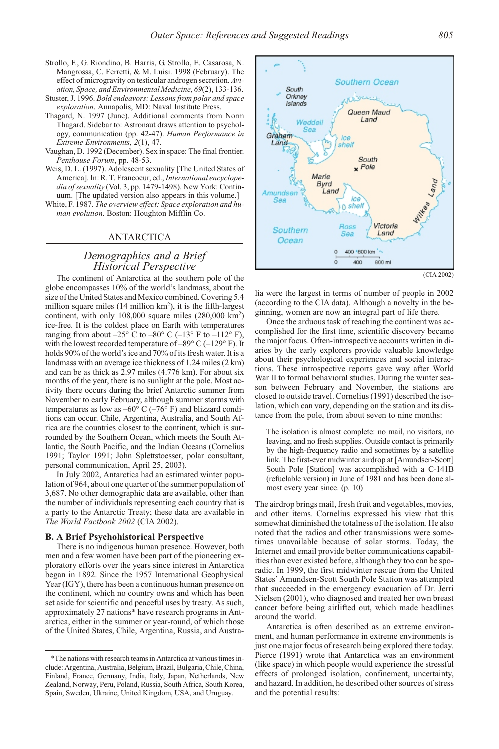Strollo, F., G. Riondino, B. Harris, G. Strollo, E. Casarosa, N. Mangrossa, C. Ferretti, & M. Luisi. 1998 (February). The effect of microgravity on testicular androgen secretion. *Aviation, Space, and Environmental Medicine*, *69*(2), 133-136.

Stuster, J. 1996. *Bold endeavors: Lessons from polar and space exploration*. Annapolis, MD: Naval Institute Press.

Thagard, N. 1997 (June). Additional comments from Norm Thagard. Sidebar to: Astronaut draws attention to psychology, communication (pp. 42-47). *Human Performance in Extreme Environments*, *2*(1), 47.

Vaughan, D. 1992 (December). Sex in space: The final frontier. *Penthouse Forum*, pp. 48-53.

Weis, D. L. (1997). Adolescent sexuality [The United States of America]. In: R. T. Francoeur, ed., *International encyclopedia of sexuality* (Vol. 3, pp. 1479-1498). New York: Continuum. [The updated version also appears in this volume.]

White, F. 1987. *The overview effect: Space exploration and human evolution*. Boston: Houghton Mifflin Co.

# ANTARCTICA

## *Demographics and a Brief Historical Perspective*

The continent of Antarctica at the southern pole of the globe encompasses 10% of the world's landmass, about the size of the United States and Mexico combined. Covering 5.4 million square miles (14 million km$^2$), it is the fifth-largest continent, with only 108,000 square miles (280,000 km$^2$) ice-free. It is the coldest place on Earth with temperatures ranging from about –25° C to –80° C (–13° F to –112° F), with the lowest recorded temperature of –89° C (–129° F). It holds 90% of the world's ice and 70% of its fresh water. It is a landmass with an average ice thickness of 1.24 miles (2 km) and can be as thick as 2.97 miles (4.776 km). For about six months of the year, there is no sunlight at the pole. Most activity there occurs during the brief Antarctic summer from November to early February, but summer storms with temperatures as low as –60° C (–76° F) and blizzard conditions can occur. Chile, Argentina, Australia, and South Africa are the countries closest to the continent, which is surrounded by the Southern Ocean, which meets the South Atlantic, the South Pacific, and the Indian Oceans (Cornelius 1991; Taylor 1991; John Splettstoesser, polar consultant, personal communication, April 25, 2003).

In July 2002, Antarctica had an estimated winter population of 964, about one quarter of the summer population of 3,687. No other demographic data are available, other than the number of individuals representing each country that is a party to the Antarctic Treaty; these data are available in *The World Factbook 2002* (CIA 2002).

### B. A Brief Psychohistorical Perspective

There is no indigenous human presence. However, both men and a few women have been part of the pioneering exploratory efforts over the years since interest in Antarctica began in 1892. Since the 1957 International Geophysical Year (IGY), there has been a continuous human presence on the continent, which no country owns and which has been set aside for scientific and peaceful uses by treaty. As such, approximately 27 nations* have research programs in Antarctica, either in the summer or year-round, of which those of the United States, Chile, Argentina, Russia, and Australia were the largest in terms of number of people in 2002 (according to the CIA data). Although a novelty in the beginning, women are now an integral part of life there.

Southern Ocean; South Orkney Islands; Queen Maud Land; Weddell Sea; Graham Land; ice shelf; South Pole; Marie Byrd Land; Amundsen Sea; ice shelf; Wilkes Land; Ross Sea; Victoria Land; Southern Ocean; 0 400 800 km; 0 400 800 mi

(CIA 2002)

Once the arduous task of reaching the continent was accomplished for the first time, scientific discovery became the major focus. Often-introspective accounts written in diaries by the early explorers provide valuable knowledge about their psychological experiences and social interactions. These introspective reports gave way after World War II to formal behavioral studies. During the winter season between February and November, the stations are closed to outside travel. Cornelius (1991) described the isolation, which can vary, depending on the station and its distance from the pole, from about seven to nine months:

> The isolation is almost complete: no mail, no visitors, no leaving, and no fresh supplies. Outside contact is primarily by the high-frequency radio and sometimes by a satellite link. The first-ever midwinter airdrop at [Amundsen-Scott] South Pole [Station] was accomplished with a C-141B (refuelable version) in June of 1981 and has been done almost every year since. (p. 10)

The airdrop brings mail, fresh fruit and vegetables, movies, and other items. Cornelius expressed his view that this somewhat diminished the totalness of the isolation. He also noted that the radios and other transmissions were sometimes unavailable because of solar storms. Today, the Internet and email provide better communications capabilities than ever existed before, although they too can be sporadic. In 1999, the first midwinter rescue from the United States' Amundsen-Scott South Pole Station was attempted that succeeded in the emergency evacuation of Dr. Jerri Nielsen (2001), who diagnosed and treated her own breast cancer before being airlifted out, which made headlines around the world.

Antarctica is often described as an extreme environment, and human performance in extreme environments is just one major focus of research being explored there today. Pierce (1991) wrote that Antarctica was an environment (like space) in which people would experience the stressful effects of prolonged isolation, confinement, uncertainty, and hazard. In addition, he described other sources of stress and the potential results:

---

*The nations with research teams in Antarctica at various times include: Argentina, Australia, Belgium, Brazil, Bulgaria, Chile, China, Finland, France, Germany, India, Italy, Japan, Netherlands, New Zealand, Norway, Peru, Poland, Russia, South Africa, South Korea, Spain, Sweden, Ukraine, United Kingdom, USA, and Uruguay.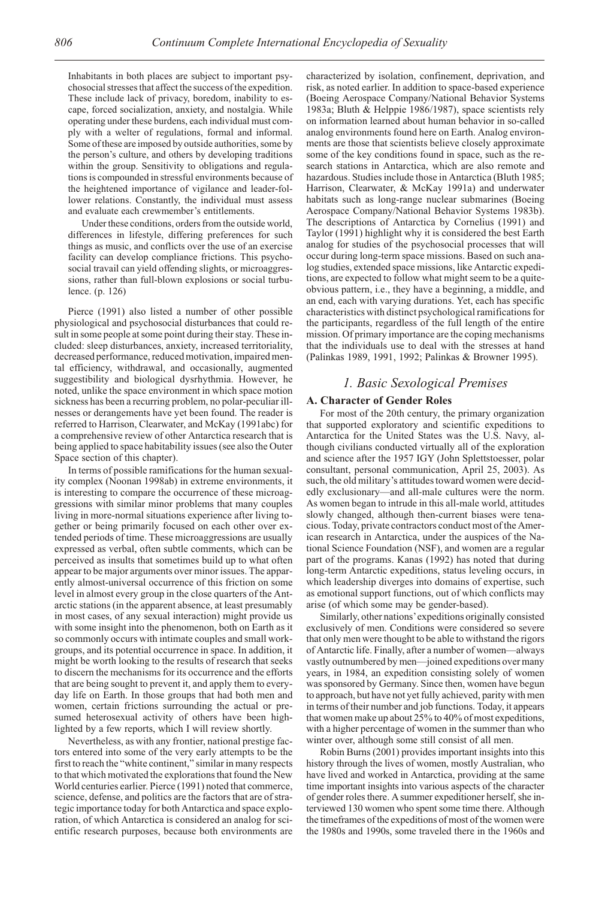Inhabitants in both places are subject to important psychosocial stresses that affect the success of the expedition. These include lack of privacy, boredom, inability to escape, forced socialization, anxiety, and nostalgia. While operating under these burdens, each individual must comply with a welter of regulations, formal and informal. Some of these are imposed by outside authorities, some by the person's culture, and others by developing traditions within the group. Sensitivity to obligations and regulations is compounded in stressful environments because of the heightened importance of vigilance and leader-follower relations. Constantly, the individual must assess and evaluate each crewmember's entitlements.

> Under these conditions, orders from the outside world, differences in lifestyle, differing preferences for such things as music, and conflicts over the use of an exercise facility can develop compliance frictions. This psychosocial travail can yield offending slights, or microaggressions, rather than full-blown explosions or social turbulence. (p. 126)

Pierce (1991) also listed a number of other possible physiological and psychosocial disturbances that could result in some people at some point during their stay. These included: sleep disturbances, anxiety, increased territoriality, decreased performance, reduced motivation, impaired mental efficiency, withdrawal, and occasionally, augmented suggestibility and biological dysrhythmia. However, he noted, unlike the space environment in which space motion sickness has been a recurring problem, no polar-peculiar illnesses or derangements have yet been found. The reader is referred to Harrison, Clearwater, and McKay (1991abc) for a comprehensive review of other Antarctica research that is being applied to space habitability issues (see also the Outer Space section of this chapter).

In terms of possible ramifications for the human sexuality complex (Noonan 1998ab) in extreme environments, it is interesting to compare the occurrence of these microaggressions with similar minor problems that many couples living in more-normal situations experience after living together or being primarily focused on each other over extended periods of time. These microaggressions are usually expressed as verbal, often subtle comments, which can be perceived as insults that sometimes build up to what often appear to be major arguments over minor issues. The apparently almost-universal occurrence of this friction on some level in almost every group in the close quarters of the Antarctic stations (in the apparent absence, at least presumably in most cases, of any sexual interaction) might provide us with some insight into the phenomenon, both on Earth as it so commonly occurs with intimate couples and small workgroups, and its potential occurrence in space. In addition, it might be worth looking to the results of research that seeks to discern the mechanisms for its occurrence and the efforts that are being sought to prevent it, and apply them to everyday life on Earth. In those groups that had both men and women, certain frictions surrounding the actual or presumed heterosexual activity of others have been highlighted by a few reports, which I will review shortly.

Nevertheless, as with any frontier, national prestige factors entered into some of the very early attempts to be the first to reach the "white continent," similar in many respects to that which motivated the explorations that found the New World centuries earlier. Pierce (1991) noted that commerce, science, defense, and politics are the factors that are of strategic importance today for both Antarctica and space exploration, of which Antarctica is considered an analog for scientific research purposes, because both environments are characterized by isolation, confinement, deprivation, and risk, as noted earlier. In addition to space-based experience (Boeing Aerospace Company/National Behavior Systems 1983a; Bluth & Helppie 1986/1987), space scientists rely on information learned about human behavior in so-called analog environments found here on Earth. Analog environments are those that scientists believe closely approximate some of the key conditions found in space, such as the research stations in Antarctica, which are also remote and hazardous. Studies include those in Antarctica (Bluth 1985; Harrison, Clearwater, & McKay 1991a) and underwater habitats such as long-range nuclear submarines (Boeing Aerospace Company/National Behavior Systems 1983b). The descriptions of Antarctica by Cornelius (1991) and Taylor (1991) highlight why it is considered the best Earth analog for studies of the psychosocial processes that will occur during long-term space missions. Based on such analog studies, extended space missions, like Antarctic expeditions, are expected to follow what might seem to be a quite-obvious pattern, i.e., they have a beginning, a middle, and an end, each with varying durations. Yet, each has specific characteristics with distinct psychological ramifications for the participants, regardless of the full length of the entire mission. Of primary importance are the coping mechanisms that the individuals use to deal with the stresses at hand (Palinkas 1989, 1991, 1992; Palinkas & Browner 1995).

## *1. Basic Sexological Premises*

### A. Character of Gender Roles

For most of the 20th century, the primary organization that supported exploratory and scientific expeditions to Antarctica for the United States was the U.S. Navy, although civilians conducted virtually all of the exploration and science after the 1957 IGY (John Splettstoesser, polar consultant, personal communication, April 25, 2003). As such, the old military's attitudes toward women were decidedly exclusionary—and all-male cultures were the norm. As women began to intrude in this all-male world, attitudes slowly changed, although then-current biases were tenacious. Today, private contractors conduct most of the American research in Antarctica, under the auspices of the National Science Foundation (NSF), and women are a regular part of the programs. Kanas (1992) has noted that during long-term Antarctic expeditions, status leveling occurs, in which leadership diverges into domains of expertise, such as emotional support functions, out of which conflicts may arise (of which some may be gender-based).

Similarly, other nations' expeditions originally consisted exclusively of men. Conditions were considered so severe that only men were thought to be able to withstand the rigors of Antarctic life. Finally, after a number of women—always vastly outnumbered by men—joined expeditions over many years, in 1984, an expedition consisting solely of women was sponsored by Germany. Since then, women have begun to approach, but have not yet fully achieved, parity with men in terms of their number and job functions. Today, it appears that women make up about 25% to 40% of most expeditions, with a higher percentage of women in the summer than who winter over, although some still consist of all men.

Robin Burns (2001) provides important insights into this history through the lives of women, mostly Australian, who have lived and worked in Antarctica, providing at the same time important insights into various aspects of the character of gender roles there. A summer expeditioner herself, she interviewed 130 women who spent some time there. Although the timeframes of the expeditions of most of the women were the 1980s and 1990s, some traveled there in the 1960s and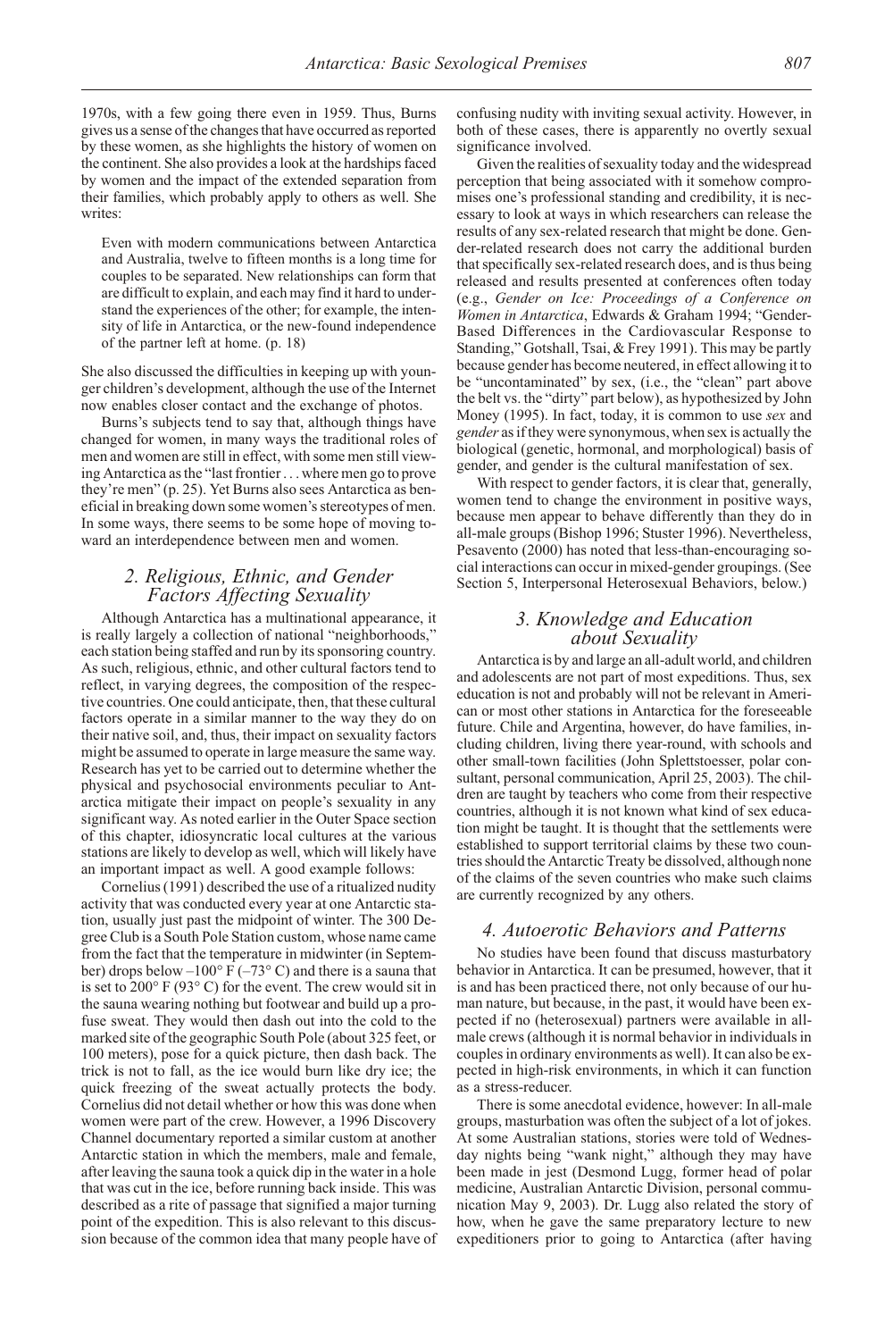1970s, with a few going there even in 1959. Thus, Burns gives us a sense of the changes that have occurred as reported by these women, as she highlights the history of women on the continent. She also provides a look at the hardships faced by women and the impact of the extended separation from their families, which probably apply to others as well. She writes:

> Even with modern communications between Antarctica and Australia, twelve to fifteen months is a long time for couples to be separated. New relationships can form that are difficult to explain, and each may find it hard to understand the experiences of the other; for example, the intensity of life in Antarctica, or the new-found independence of the partner left at home. (p. 18)

She also discussed the difficulties in keeping up with younger children's development, although the use of the Internet now enables closer contact and the exchange of photos.

Burns's subjects tend to say that, although things have changed for women, in many ways the traditional roles of men and women are still in effect, with some men still viewing Antarctica as the "last frontier . . . where men go to prove they're men" (p. 25). Yet Burns also sees Antarctica as beneficial in breaking down some women's stereotypes of men. In some ways, there seems to be some hope of moving toward an interdependence between men and women.

## 2. Religious, Ethnic, and Gender Factors Affecting Sexuality

Although Antarctica has a multinational appearance, it is really largely a collection of national "neighborhoods," each station being staffed and run by its sponsoring country. As such, religious, ethnic, and other cultural factors tend to reflect, in varying degrees, the composition of the respective countries. One could anticipate, then, that these cultural factors operate in a similar manner to the way they do on their native soil, and, thus, their impact on sexuality factors might be assumed to operate in large measure the same way. Research has yet to be carried out to determine whether the physical and psychosocial environments peculiar to Antarctica mitigate their impact on people's sexuality in any significant way. As noted earlier in the Outer Space section of this chapter, idiosyncratic local cultures at the various stations are likely to develop as well, which will likely have an important impact as well. A good example follows:

Cornelius (1991) described the use of a ritualized nudity activity that was conducted every year at one Antarctic station, usually just past the midpoint of winter. The 300 Degree Club is a South Pole Station custom, whose name came from the fact that the temperature in midwinter (in September) drops below –100° F (–73° C) and there is a sauna that is set to 200° F (93° C) for the event. The crew would sit in the sauna wearing nothing but footwear and build up a profuse sweat. They would then dash out into the cold to the marked site of the geographic South Pole (about 325 feet, or 100 meters), pose for a quick picture, then dash back. The trick is not to fall, as the ice would burn like dry ice; the quick freezing of the sweat actually protects the body. Cornelius did not detail whether or how this was done when women were part of the crew. However, a 1996 Discovery Channel documentary reported a similar custom at another Antarctic station in which the members, male and female, after leaving the sauna took a quick dip in the water in a hole that was cut in the ice, before running back inside. This was described as a rite of passage that signified a major turning point of the expedition. This is also relevant to this discussion because of the common idea that many people have of confusing nudity with inviting sexual activity. However, in both of these cases, there is apparently no overtly sexual significance involved.

Given the realities of sexuality today and the widespread perception that being associated with it somehow compromises one's professional standing and credibility, it is necessary to look at ways in which researchers can release the results of any sex-related research that might be done. Gender-related research does not carry the additional burden that specifically sex-related research does, and is thus being released and results presented at conferences often today (e.g., *Gender on Ice: Proceedings of a Conference on Women in Antarctica*, Edwards & Graham 1994; "Gender-Based Differences in the Cardiovascular Response to Standing," Gotshall, Tsai, & Frey 1991). This may be partly because gender has become neutered, in effect allowing it to be "uncontaminated" by sex, (i.e., the "clean" part above the belt vs. the "dirty" part below), as hypothesized by John Money (1995). In fact, today, it is common to use *sex* and *gender* as if they were synonymous, when sex is actually the biological (genetic, hormonal, and morphological) basis of gender, and gender is the cultural manifestation of sex.

With respect to gender factors, it is clear that, generally, women tend to change the environment in positive ways, because men appear to behave differently than they do in all-male groups (Bishop 1996; Stuster 1996). Nevertheless, Pesavento (2000) has noted that less-than-encouraging social interactions can occur in mixed-gender groupings. (See Section 5, Interpersonal Heterosexual Behaviors, below.)

## 3. Knowledge and Education about Sexuality

Antarctica is by and large an all-adult world, and children and adolescents are not part of most expeditions. Thus, sex education is not and probably will not be relevant in American or most other stations in Antarctica for the foreseeable future. Chile and Argentina, however, do have families, including children, living there year-round, with schools and other small-town facilities (John Splettstoesser, polar consultant, personal communication, April 25, 2003). The children are taught by teachers who come from their respective countries, although it is not known what kind of sex education might be taught. It is thought that the settlements were established to support territorial claims by these two countries should the Antarctic Treaty be dissolved, although none of the claims of the seven countries who make such claims are currently recognized by any others.

## 4. Autoerotic Behaviors and Patterns

No studies have been found that discuss masturbatory behavior in Antarctica. It can be presumed, however, that it is and has been practiced there, not only because of our human nature, but because, in the past, it would have been expected if no (heterosexual) partners were available in all-male crews (although it is normal behavior in individuals in couples in ordinary environments as well). It can also be expected in high-risk environments, in which it can function as a stress-reducer.

There is some anecdotal evidence, however: In all-male groups, masturbation was often the subject of a lot of jokes. At some Australian stations, stories were told of Wednesday nights being "wank night," although they may have been made in jest (Desmond Lugg, former head of polar medicine, Australian Antarctic Division, personal communication May 9, 2003). Dr. Lugg also related the story of how, when he gave the same preparatory lecture to new expeditioners prior to going to Antarctica (after having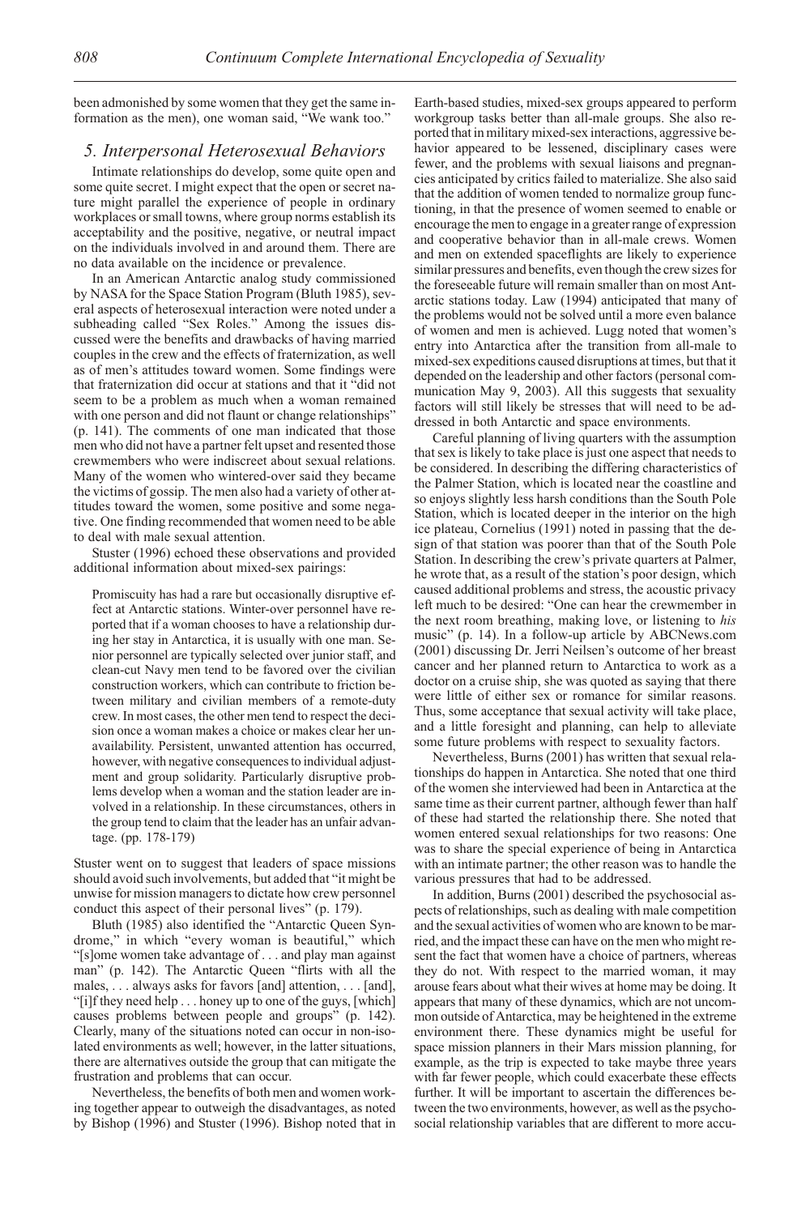been admonished by some women that they get the same information as the men), one woman said, "We wank too."

## *5. Interpersonal Heterosexual Behaviors*

Intimate relationships do develop, some quite open and some quite secret. I might expect that the open or secret nature might parallel the experience of people in ordinary workplaces or small towns, where group norms establish its acceptability and the positive, negative, or neutral impact on the individuals involved in and around them. There are no data available on the incidence or prevalence.

In an American Antarctic analog study commissioned by NASA for the Space Station Program (Bluth 1985), several aspects of heterosexual interaction were noted under a subheading called "Sex Roles." Among the issues discussed were the benefits and drawbacks of having married couples in the crew and the effects of fraternization, as well as of men's attitudes toward women. Some findings were that fraternization did occur at stations and that it "did not seem to be a problem as much when a woman remained with one person and did not flaunt or change relationships" (p. 141). The comments of one man indicated that those men who did not have a partner felt upset and resented those crewmembers who were indiscreet about sexual relations. Many of the women who wintered-over said they became the victims of gossip. The men also had a variety of other attitudes toward the women, some positive and some negative. One finding recommended that women need to be able to deal with male sexual attention.

Stuster (1996) echoed these observations and provided additional information about mixed-sex pairings:

> Promiscuity has had a rare but occasionally disruptive effect at Antarctic stations. Winter-over personnel have reported that if a woman chooses to have a relationship during her stay in Antarctica, it is usually with one man. Senior personnel are typically selected over junior staff, and clean-cut Navy men tend to be favored over the civilian construction workers, which can contribute to friction between military and civilian members of a remote-duty crew. In most cases, the other men tend to respect the decision once a woman makes a choice or makes clear her unavailability. Persistent, unwanted attention has occurred, however, with negative consequences to individual adjustment and group solidarity. Particularly disruptive problems develop when a woman and the station leader are involved in a relationship. In these circumstances, others in the group tend to claim that the leader has an unfair advantage. (pp. 178-179)

Stuster went on to suggest that leaders of space missions should avoid such involvements, but added that "it might be unwise for mission managers to dictate how crew personnel conduct this aspect of their personal lives" (p. 179).

Bluth (1985) also identified the "Antarctic Queen Syndrome," in which "every woman is beautiful," which "[s]ome women take advantage of . . . and play man against man" (p. 142). The Antarctic Queen "flirts with all the males, . . . always asks for favors [and] attention, . . . [and], "[i]f they need help . . . honey up to one of the guys, [which] causes problems between people and groups" (p. 142). Clearly, many of the situations noted can occur in non-isolated environments as well; however, in the latter situations, there are alternatives outside the group that can mitigate the frustration and problems that can occur.

Nevertheless, the benefits of both men and women working together appear to outweigh the disadvantages, as noted by Bishop (1996) and Stuster (1996). Bishop noted that in Earth-based studies, mixed-sex groups appeared to perform workgroup tasks better than all-male groups. She also reported that in military mixed-sex interactions, aggressive behavior appeared to be lessened, disciplinary cases were fewer, and the problems with sexual liaisons and pregnancies anticipated by critics failed to materialize. She also said that the addition of women tended to normalize group functioning, in that the presence of women seemed to enable or encourage the men to engage in a greater range of expression and cooperative behavior than in all-male crews. Women and men on extended spaceflights are likely to experience similar pressures and benefits, even though the crew sizes for the foreseeable future will remain smaller than on most Antarctic stations today. Law (1994) anticipated that many of the problems would not be solved until a more even balance of women and men is achieved. Lugg noted that women's entry into Antarctica after the transition from all-male to mixed-sex expeditions caused disruptions at times, but that it depended on the leadership and other factors (personal communication May 9, 2003). All this suggests that sexuality factors will still likely be stresses that will need to be addressed in both Antarctic and space environments.

Careful planning of living quarters with the assumption that sex is likely to take place is just one aspect that needs to be considered. In describing the differing characteristics of the Palmer Station, which is located near the coastline and so enjoys slightly less harsh conditions than the South Pole Station, which is located deeper in the interior on the high ice plateau, Cornelius (1991) noted in passing that the design of that station was poorer than that of the South Pole Station. In describing the crew's private quarters at Palmer, he wrote that, as a result of the station's poor design, which caused additional problems and stress, the acoustic privacy left much to be desired: "One can hear the crewmember in the next room breathing, making love, or listening to *his* music" (p. 14). In a follow-up article by ABCNews.com (2001) discussing Dr. Jerri Neilsen's outcome of her breast cancer and her planned return to Antarctica to work as a doctor on a cruise ship, she was quoted as saying that there were little of either sex or romance for similar reasons. Thus, some acceptance that sexual activity will take place, and a little foresight and planning, can help to alleviate some future problems with respect to sexuality factors.

Nevertheless, Burns (2001) has written that sexual relationships do happen in Antarctica. She noted that one third of the women she interviewed had been in Antarctica at the same time as their current partner, although fewer than half of these had started the relationship there. She noted that women entered sexual relationships for two reasons: One was to share the special experience of being in Antarctica with an intimate partner; the other reason was to handle the various pressures that had to be addressed.

In addition, Burns (2001) described the psychosocial aspects of relationships, such as dealing with male competition and the sexual activities of women who are known to be married, and the impact these can have on the men who might resent the fact that women have a choice of partners, whereas they do not. With respect to the married woman, it may arouse fears about what their wives at home may be doing. It appears that many of these dynamics, which are not uncommon outside of Antarctica, may be heightened in the extreme environment there. These dynamics might be useful for space mission planners in their Mars mission planning, for example, as the trip is expected to take maybe three years with far fewer people, which could exacerbate these effects further. It will be important to ascertain the differences between the two environments, however, as well as the psychosocial relationship variables that are different to more accu-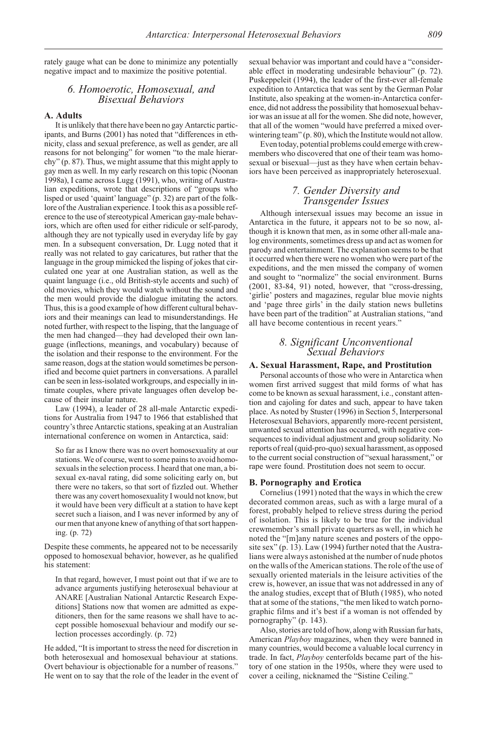rately gauge what can be done to minimize any potentially negative impact and to maximize the positive potential.

## 6. Homoerotic, Homosexual, and Bisexual Behaviors

### A. Adults

It is unlikely that there have been no gay Antarctic participants, and Burns (2001) has noted that "differences in ethnicity, class and sexual preference, as well as gender, are all reasons for not belonging" for women "to the male hierarchy" (p. 87). Thus, we might assume that this might apply to gay men as well. In my early research on this topic (Noonan 1998a), I came across Lugg (1991), who, writing of Australian expeditions, wrote that descriptions of "groups who lisped or used 'quaint' language" (p. 32) are part of the folklore of the Australian experience. I took this as a possible reference to the use of stereotypical American gay-male behaviors, which are often used for either ridicule or self-parody, although they are not typically used in everyday life by gay men. In a subsequent conversation, Dr. Lugg noted that it really was not related to gay caricatures, but rather that the language in the group mimicked the lisping of jokes that circulated one year at one Australian station, as well as the quaint language (i.e., old British-style accents and such) of old movies, which they would watch without the sound and the men would provide the dialogue imitating the actors. Thus, this is a good example of how different cultural behaviors and their meanings can lead to misunderstandings. He noted further, with respect to the lisping, that the language of the men had changed—they had developed their own language (inflections, meanings, and vocabulary) because of the isolation and their response to the environment. For the same reason, dogs at the station would sometimes be personified and become quiet partners in conversations. A parallel can be seen in less-isolated workgroups, and especially in intimate couples, where private languages often develop because of their insular nature.

Law (1994), a leader of 28 all-male Antarctic expeditions for Australia from 1947 to 1966 that established that country's three Antarctic stations, speaking at an Australian international conference on women in Antarctica, said:

> So far as I know there was no overt homosexuality at our stations. We of course, went to some pains to avoid homosexuals in the selection process. I heard that one man, a bisexual ex-naval rating, did some soliciting early on, but there were no takers, so that sort of fizzled out. Whether there was any covert homosexuality I would not know, but it would have been very difficult at a station to have kept secret such a liaison, and I was never informed by any of our men that anyone knew of anything of that sort happening. (p. 72)

Despite these comments, he appeared not to be necessarily opposed to homosexual behavior, however, as he qualified his statement:

> In that regard, however, I must point out that if we are to advance arguments justifying heterosexual behaviour at ANARE [Australian National Antarctic Research Expeditions] Stations now that women are admitted as expeditioners, then for the same reasons we shall have to accept possible homosexual behaviour and modify our selection processes accordingly. (p. 72)

He added, "It is important to stress the need for discretion in both heterosexual and homosexual behaviour at stations. Overt behaviour is objectionable for a number of reasons." He went on to say that the role of the leader in the event of sexual behavior was important and could have a "considerable effect in moderating undesirable behaviour" (p. 72). Puskeppeleit (1994), the leader of the first-ever all-female expedition to Antarctica that was sent by the German Polar Institute, also speaking at the women-in-Antarctica conference, did not address the possibility that homosexual behavior was an issue at all for the women. She did note, however, that all of the women "would have preferred a mixed overwintering team" (p. 80), which the Institute would not allow.

Even today, potential problems could emerge with crewmembers who discovered that one of their team was homosexual or bisexual—just as they have when certain behaviors have been perceived as inappropriately heterosexual.

## 7. Gender Diversity and Transgender Issues

Although intersexual issues may become an issue in Antarctica in the future, it appears not to be so now, although it is known that men, as in some other all-male analog environments, sometimes dress up and act as women for parody and entertainment. The explanation seems to be that it occurred when there were no women who were part of the expeditions, and the men missed the company of women and sought to "normalize" the social environment. Burns (2001, 83-84, 91) noted, however, that "cross-dressing, 'girlie' posters and magazines, regular blue movie nights and 'page three girls' in the daily station news bulletins have been part of the tradition" at Australian stations, "and all have become contentious in recent years."

## 8. Significant Unconventional Sexual Behaviors

### A. Sexual Harassment, Rape, and Prostitution

Personal accounts of those who were in Antarctica when women first arrived suggest that mild forms of what has come to be known as sexual harassment, i.e., constant attention and cajoling for dates and such, appear to have taken place. As noted by Stuster (1996) in Section 5, Interpersonal Heterosexual Behaviors, apparently more-recent persistent, unwanted sexual attention has occurred, with negative consequences to individual adjustment and group solidarity. No reports of real (quid-pro-quo) sexual harassment, as opposed to the current social construction of "sexual harassment," or rape were found. Prostitution does not seem to occur.

### B. Pornography and Erotica

Cornelius (1991) noted that the ways in which the crew decorated common areas, such as with a large mural of a forest, probably helped to relieve stress during the period of isolation. This is likely to be true for the individual crewmember's small private quarters as well, in which he noted the "[m]any nature scenes and posters of the opposite sex" (p. 13). Law (1994) further noted that the Australians were always astonished at the number of nude photos on the walls of the American stations. The role of the use of sexually oriented materials in the leisure activities of the crew is, however, an issue that was not addressed in any of the analog studies, except that of Bluth (1985), who noted that at some of the stations, "the men liked to watch pornographic films and it's best if a woman is not offended by pornography" (p. 143).

Also, stories are told of how, along with Russian fur hats, American *Playboy* magazines, when they were banned in many countries, would become a valuable local currency in trade. In fact, *Playboy* centerfolds became part of the history of one station in the 1950s, where they were used to cover a ceiling, nicknamed the "Sistine Ceiling."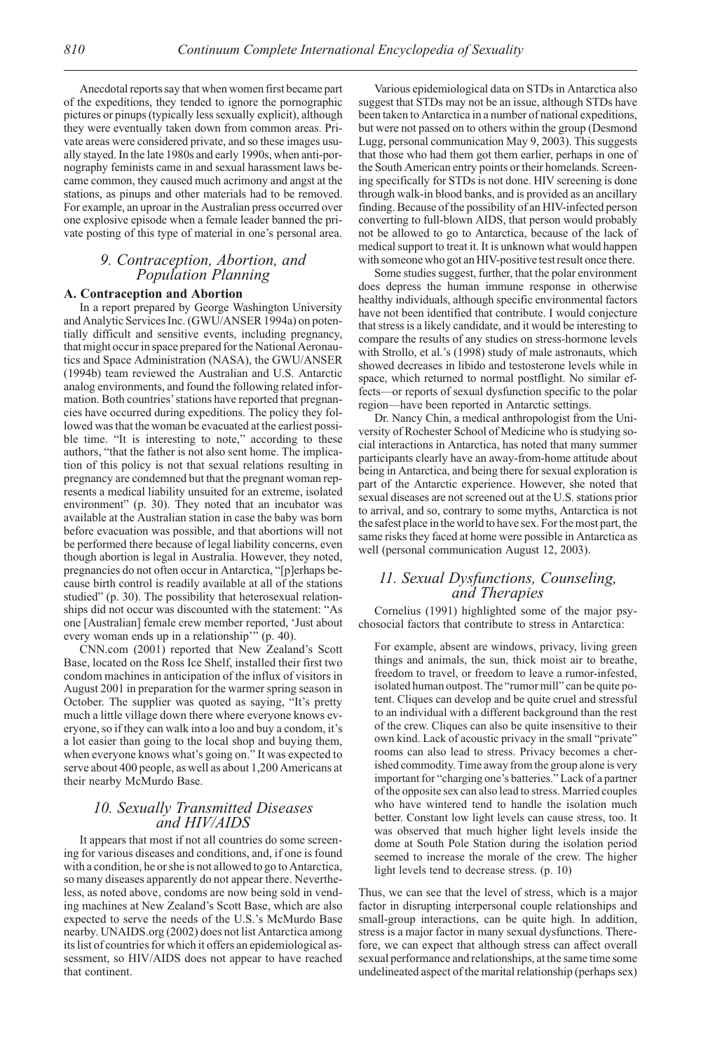Anecdotal reports say that when women first became part of the expeditions, they tended to ignore the pornographic pictures or pinups (typically less sexually explicit), although they were eventually taken down from common areas. Private areas were considered private, and so these images usually stayed. In the late 1980s and early 1990s, when anti-pornography feminists came in and sexual harassment laws became common, they caused much acrimony and angst at the stations, as pinups and other materials had to be removed. For example, an uproar in the Australian press occurred over one explosive episode when a female leader banned the private posting of this type of material in one's personal area.

## *9. Contraception, Abortion, and Population Planning*

**A. Contraception and Abortion**

In a report prepared by George Washington University and Analytic Services Inc. (GWU/ANSER 1994a) on potentially difficult and sensitive events, including pregnancy, that might occur in space prepared for the National Aeronautics and Space Administration (NASA), the GWU/ANSER (1994b) team reviewed the Australian and U.S. Antarctic analog environments, and found the following related information. Both countries' stations have reported that pregnancies have occurred during expeditions. The policy they followed was that the woman be evacuated at the earliest possible time. "It is interesting to note," according to these authors, "that the father is not also sent home. The implication of this policy is not that sexual relations resulting in pregnancy are condemned but that the pregnant woman represents a medical liability unsuited for an extreme, isolated environment" (p. 30). They noted that an incubator was available at the Australian station in case the baby was born before evacuation was possible, and that abortions will not be performed there because of legal liability concerns, even though abortion is legal in Australia. However, they noted, pregnancies do not often occur in Antarctica, "[p]erhaps because birth control is readily available at all of the stations studied" (p. 30). The possibility that heterosexual relationships did not occur was discounted with the statement: "As one [Australian] female crew member reported, 'Just about every woman ends up in a relationship'" (p. 40).

CNN.com (2001) reported that New Zealand's Scott Base, located on the Ross Ice Shelf, installed their first two condom machines in anticipation of the influx of visitors in August 2001 in preparation for the warmer spring season in October. The supplier was quoted as saying, "It's pretty much a little village down there where everyone knows everyone, so if they can walk into a loo and buy a condom, it's a lot easier than going to the local shop and buying them, when everyone knows what's going on." It was expected to serve about 400 people, as well as about 1,200 Americans at their nearby McMurdo Base.

## *10. Sexually Transmitted Diseases and HIV/AIDS*

It appears that most if not all countries do some screening for various diseases and conditions, and, if one is found with a condition, he or she is not allowed to go to Antarctica, so many diseases apparently do not appear there. Nevertheless, as noted above, condoms are now being sold in vending machines at New Zealand's Scott Base, which are also expected to serve the needs of the U.S.'s McMurdo Base nearby. UNAIDS.org (2002) does not list Antarctica among its list of countries for which it offers an epidemiological assessment, so HIV/AIDS does not appear to have reached that continent.

Various epidemiological data on STDs in Antarctica also suggest that STDs may not be an issue, although STDs have been taken to Antarctica in a number of national expeditions, but were not passed on to others within the group (Desmond Lugg, personal communication May 9, 2003). This suggests that those who had them got them earlier, perhaps in one of the South American entry points or their homelands. Screening specifically for STDs is not done. HIV screening is done through walk-in blood banks, and is provided as an ancillary finding. Because of the possibility of an HIV-infected person converting to full-blown AIDS, that person would probably not be allowed to go to Antarctica, because of the lack of medical support to treat it. It is unknown what would happen with someone who got an HIV-positive test result once there.

Some studies suggest, further, that the polar environment does depress the human immune response in otherwise healthy individuals, although specific environmental factors have not been identified that contribute. I would conjecture that stress is a likely candidate, and it would be interesting to compare the results of any studies on stress-hormone levels with Strollo, et al.'s (1998) study of male astronauts, which showed decreases in libido and testosterone levels while in space, which returned to normal postflight. No similar effects—or reports of sexual dysfunction specific to the polar region—have been reported in Antarctic settings.

Dr. Nancy Chin, a medical anthropologist from the University of Rochester School of Medicine who is studying social interactions in Antarctica, has noted that many summer participants clearly have an away-from-home attitude about being in Antarctica, and being there for sexual exploration is part of the Antarctic experience. However, she noted that sexual diseases are not screened out at the U.S. stations prior to arrival, and so, contrary to some myths, Antarctica is not the safest place in the world to have sex. For the most part, the same risks they faced at home were possible in Antarctica as well (personal communication August 12, 2003).

## *11. Sexual Dysfunctions, Counseling, and Therapies*

Cornelius (1991) highlighted some of the major psychosocial factors that contribute to stress in Antarctica:

> For example, absent are windows, privacy, living green things and animals, the sun, thick moist air to breathe, freedom to travel, or freedom to leave a rumor-infested, isolated human outpost. The "rumor mill" can be quite potent. Cliques can develop and be quite cruel and stressful to an individual with a different background than the rest of the crew. Cliques can also be quite insensitive to their own kind. Lack of acoustic privacy in the small "private" rooms can also lead to stress. Privacy becomes a cherished commodity. Time away from the group alone is very important for "charging one's batteries." Lack of a partner of the opposite sex can also lead to stress. Married couples who have wintered tend to handle the isolation much better. Constant low light levels can cause stress, too. It was observed that much higher light levels inside the dome at South Pole Station during the isolation period seemed to increase the morale of the crew. The higher light levels tend to decrease stress. (p. 10)

Thus, we can see that the level of stress, which is a major factor in disrupting interpersonal couple relationships and small-group interactions, can be quite high. In addition, stress is a major factor in many sexual dysfunctions. Therefore, we can expect that although stress can affect overall sexual performance and relationships, at the same time some undelineated aspect of the marital relationship (perhaps sex)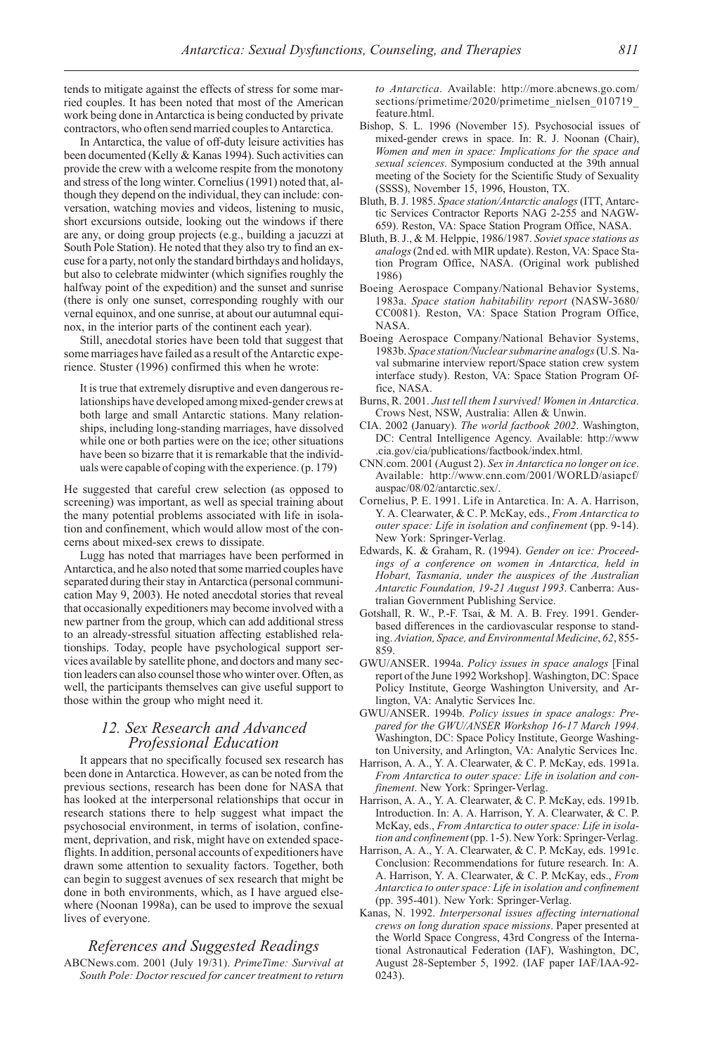tends to mitigate against the effects of stress for some married couples. It has been noted that most of the American work being done in Antarctica is being conducted by private contractors, who often send married couples to Antarctica.

In Antarctica, the value of off-duty leisure activities has been documented (Kelly & Kanas 1994). Such activities can provide the crew with a welcome respite from the monotony and stress of the long winter. Cornelius (1991) noted that, although they depend on the individual, they can include: conversation, watching movies and videos, listening to music, short excursions outside, looking out the windows if there are any, or doing group projects (e.g., building a jacuzzi at South Pole Station). He noted that they also try to find an excuse for a party, not only the standard birthdays and holidays, but also to celebrate midwinter (which signifies roughly the halfway point of the expedition) and the sunset and sunrise (there is only one sunset, corresponding roughly with our vernal equinox, and one sunrise, at about our autumnal equinox, in the interior parts of the continent each year).

Still, anecdotal stories have been told that suggest that some marriages have failed as a result of the Antarctic experience. Stuster (1996) confirmed this when he wrote:

> It is true that extremely disruptive and even dangerous relationships have developed among mixed-gender crews at both large and small Antarctic stations. Many relationships, including long-standing marriages, have dissolved while one or both parties were on the ice; other situations have been so bizarre that it is remarkable that the individuals were capable of coping with the experience. (p. 179)

He suggested that careful crew selection (as opposed to screening) was important, as well as special training about the many potential problems associated with life in isolation and confinement, which would allow most of the concerns about mixed-sex crews to dissipate.

Lugg has noted that marriages have been performed in Antarctica, and he also noted that some married couples have separated during their stay in Antarctica (personal communication May 9, 2003). He noted anecdotal stories that reveal that occasionally expeditioners may become involved with a new partner from the group, which can add additional stress to an already-stressful situation affecting established relationships. Today, people have psychological support services available by satellite phone, and doctors and many section leaders can also counsel those who winter over. Often, as well, the participants themselves can give useful support to those within the group who might need it.

## 12. Sex Research and Advanced Professional Education

It appears that no specifically focused sex research has been done in Antarctica. However, as can be noted from the previous sections, research has been done for NASA that has looked at the interpersonal relationships that occur in research stations there to help suggest what impact the psychosocial environment, in terms of isolation, confinement, deprivation, and risk, might have on extended spaceflights. In addition, personal accounts of expeditioners have drawn some attention to sexuality factors. Together, both can begin to suggest avenues of sex research that might be done in both environments, which, as I have argued elsewhere (Noonan 1998a), can be used to improve the sexual lives of everyone.

## References and Suggested Readings

ABCNews.com. 2001 (July 19/31). *PrimeTime: Survival at South Pole: Doctor rescued for cancer treatment to return to Antarctica*. Available: http://more.abcnews.go.com/sections/primetime/2020/primetime_nielsen_010719_feature.html.

Bishop, S. L. 1996 (November 15). Psychosocial issues of mixed-gender crews in space. In: R. J. Noonan (Chair), *Women and men in space: Implications for the space and sexual sciences*. Symposium conducted at the 39th annual meeting of the Society for the Scientific Study of Sexuality (SSSS), November 15, 1996, Houston, TX.

Bluth, B. J. 1985. *Space station/Antarctic analogs* (ITT, Antarctic Services Contractor Reports NAG 2-255 and NAGW-659). Reston, VA: Space Station Program Office, NASA.

Bluth, B. J., & M. Helppie, 1986/1987. *Soviet space stations as analogs* (2nd ed. with MIR update). Reston, VA: Space Station Program Office, NASA. (Original work published 1986)

Boeing Aerospace Company/National Behavior Systems, 1983a. *Space station habitability report* (NASW-3680/CC0081). Reston, VA: Space Station Program Office, NASA.

Boeing Aerospace Company/National Behavior Systems, 1983b. *Space station/Nuclear submarine analogs* (U.S. Naval submarine interview report/Space station crew system interface study). Reston, VA: Space Station Program Office, NASA.

Burns, R. 2001. *Just tell them I survived! Women in Antarctica*. Crows Nest, NSW, Australia: Allen & Unwin.

CIA. 2002 (January). *The world factbook 2002*. Washington, DC: Central Intelligence Agency. Available: http://www.cia.gov/cia/publications/factbook/index.html.

CNN.com. 2001 (August 2). *Sex in Antarctica no longer on ice*. Available: http://www.cnn.com/2001/WORLD/asiapcf/auspac/08/02/antarctic.sex/.

Cornelius, P. E. 1991. Life in Antarctica. In: A. A. Harrison, Y. A. Clearwater, & C. P. McKay, eds., *From Antarctica to outer space: Life in isolation and confinement* (pp. 9-14). New York: Springer-Verlag.

Edwards, K. & Graham, R. (1994). *Gender on ice: Proceedings of a conference on women in Antarctica, held in Hobart, Tasmania, under the auspices of the Australian Antarctic Foundation, 19-21 August 1993*. Canberra: Australian Government Publishing Service.

Gotshall, R. W., P.-F. Tsai, & M. A. B. Frey. 1991. Gender-based differences in the cardiovascular response to standing. *Aviation, Space, and Environmental Medicine*, *62*, 855-859.

GWU/ANSER. 1994a. *Policy issues in space analogs* [Final report of the June 1992 Workshop]. Washington, DC: Space Policy Institute, George Washington University, and Arlington, VA: Analytic Services Inc.

GWU/ANSER. 1994b. *Policy issues in space analogs: Prepared for the GWU/ANSER Workshop 16-17 March 1994*. Washington, DC: Space Policy Institute, George Washington University, and Arlington, VA: Analytic Services Inc.

Harrison, A. A., Y. A. Clearwater, & C. P. McKay, eds. 1991a. *From Antarctica to outer space: Life in isolation and confinement*. New York: Springer-Verlag.

Harrison, A. A., Y. A. Clearwater, & C. P. McKay, eds. 1991b. Introduction. In: A. A. Harrison, Y. A. Clearwater, & C. P. McKay, eds., *From Antarctica to outer space: Life in isolation and confinement* (pp. 1-5). New York: Springer-Verlag.

Harrison, A. A., Y. A. Clearwater, & C. P. McKay, eds. 1991c. Conclusion: Recommendations for future research. In: A. A. Harrison, Y. A. Clearwater, & C. P. McKay, eds., *From Antarctica to outer space: Life in isolation and confinement* (pp. 395-401). New York: Springer-Verlag.

Kanas, N. 1992. *Interpersonal issues affecting international crews on long duration space missions*. Paper presented at the World Space Congress, 43rd Congress of the International Astronautical Federation (IAF), Washington, DC, August 28-September 5, 1992. (IAF paper IAF/IAA-92-0243).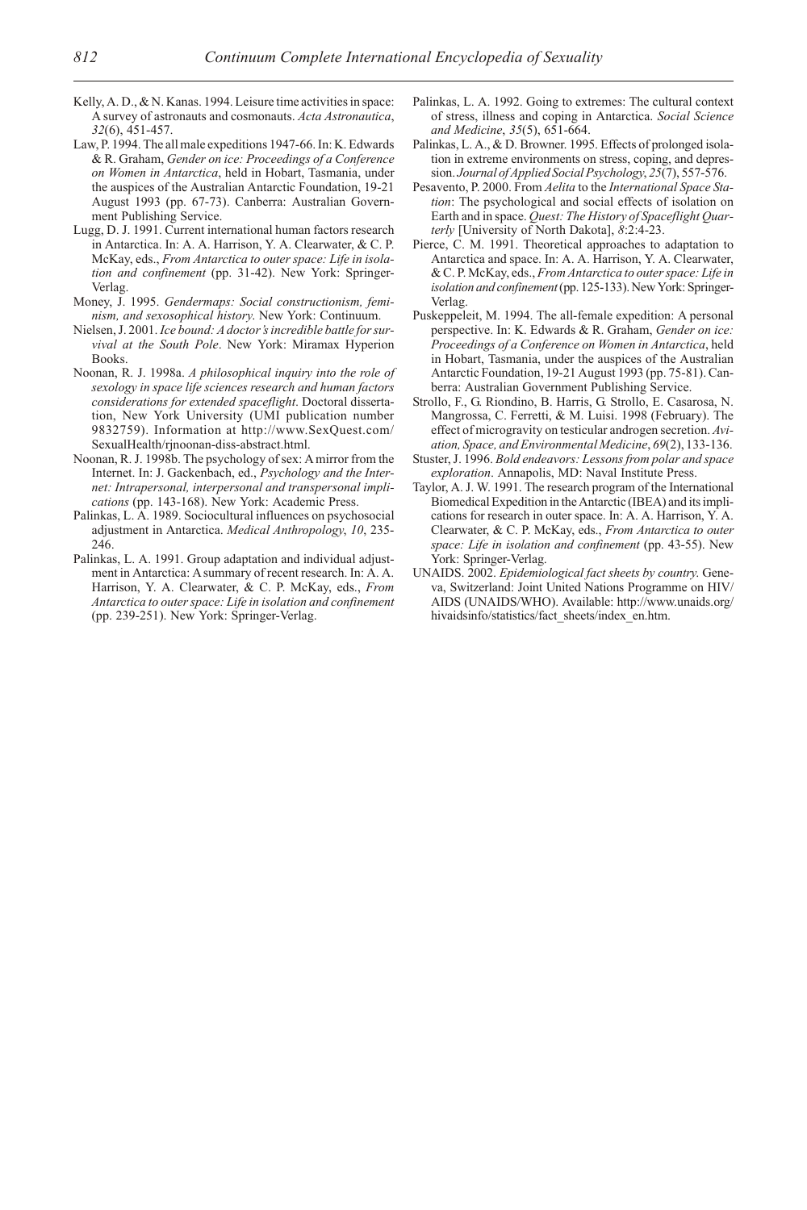Kelly, A. D., & N. Kanas. 1994. Leisure time activities in space: A survey of astronauts and cosmonauts. *Acta Astronautica*, *32*(6), 451-457.

Law, P. 1994. The all male expeditions 1947-66. In: K. Edwards & R. Graham, *Gender on ice: Proceedings of a Conference on Women in Antarctica*, held in Hobart, Tasmania, under the auspices of the Australian Antarctic Foundation, 19-21 August 1993 (pp. 67-73). Canberra: Australian Government Publishing Service.

Lugg, D. J. 1991. Current international human factors research in Antarctica. In: A. A. Harrison, Y. A. Clearwater, & C. P. McKay, eds., *From Antarctica to outer space: Life in isolation and confinement* (pp. 31-42). New York: Springer-Verlag.

Money, J. 1995. *Gendermaps: Social constructionism, feminism, and sexosophical history*. New York: Continuum.

Nielsen, J. 2001. *Ice bound: A doctor's incredible battle for survival at the South Pole*. New York: Miramax Hyperion Books.

Noonan, R. J. 1998a. *A philosophical inquiry into the role of sexology in space life sciences research and human factors considerations for extended spaceflight*. Doctoral dissertation, New York University (UMI publication number 9832759). Information at http://www.SexQuest.com/SexualHealth/rjnoonan-diss-abstract.html.

Noonan, R. J. 1998b. The psychology of sex: A mirror from the Internet. In: J. Gackenbach, ed., *Psychology and the Internet: Intrapersonal, interpersonal and transpersonal implications* (pp. 143-168). New York: Academic Press.

Palinkas, L. A. 1989. Sociocultural influences on psychosocial adjustment in Antarctica. *Medical Anthropology*, *10*, 235-246.

Palinkas, L. A. 1991. Group adaptation and individual adjustment in Antarctica: A summary of recent research. In: A. A. Harrison, Y. A. Clearwater, & C. P. McKay, eds., *From Antarctica to outer space: Life in isolation and confinement* (pp. 239-251). New York: Springer-Verlag.

Palinkas, L. A. 1992. Going to extremes: The cultural context of stress, illness and coping in Antarctica. *Social Science and Medicine*, *35*(5), 651-664.

Palinkas, L. A., & D. Browner. 1995. Effects of prolonged isolation in extreme environments on stress, coping, and depression. *Journal of Applied Social Psychology*, *25*(7), 557-576.

Pesavento, P. 2000. From *Aelita* to the *International Space Station*: The psychological and social effects of isolation on Earth and in space. *Quest: The History of Spaceflight Quarterly* [University of North Dakota], *8*:2:4-23.

Pierce, C. M. 1991. Theoretical approaches to adaptation to Antarctica and space. In: A. A. Harrison, Y. A. Clearwater, & C. P. McKay, eds., *From Antarctica to outer space: Life in isolation and confinement* (pp. 125-133). New York: Springer-Verlag.

Puskeppeleit, M. 1994. The all-female expedition: A personal perspective. In: K. Edwards & R. Graham, *Gender on ice: Proceedings of a Conference on Women in Antarctica*, held in Hobart, Tasmania, under the auspices of the Australian Antarctic Foundation, 19-21 August 1993 (pp. 75-81). Canberra: Australian Government Publishing Service.

Strollo, F., G. Riondino, B. Harris, G. Strollo, E. Casarosa, N. Mangrossa, C. Ferretti, & M. Luisi. 1998 (February). The effect of microgravity on testicular androgen secretion. *Aviation, Space, and Environmental Medicine*, *69*(2), 133-136.

Stuster, J. 1996. *Bold endeavors: Lessons from polar and space exploration*. Annapolis, MD: Naval Institute Press.

Taylor, A. J. W. 1991. The research program of the International Biomedical Expedition in the Antarctic (IBEA) and its implications for research in outer space. In: A. A. Harrison, Y. A. Clearwater, & C. P. McKay, eds., *From Antarctica to outer space: Life in isolation and confinement* (pp. 43-55). New York: Springer-Verlag.

UNAIDS. 2002. *Epidemiological fact sheets by country*. Geneva, Switzerland: Joint United Nations Programme on HIV/AIDS (UNAIDS/WHO). Available: http://www.unaids.org/hivaidsinfo/statistics/fact_sheets/index_en.htm.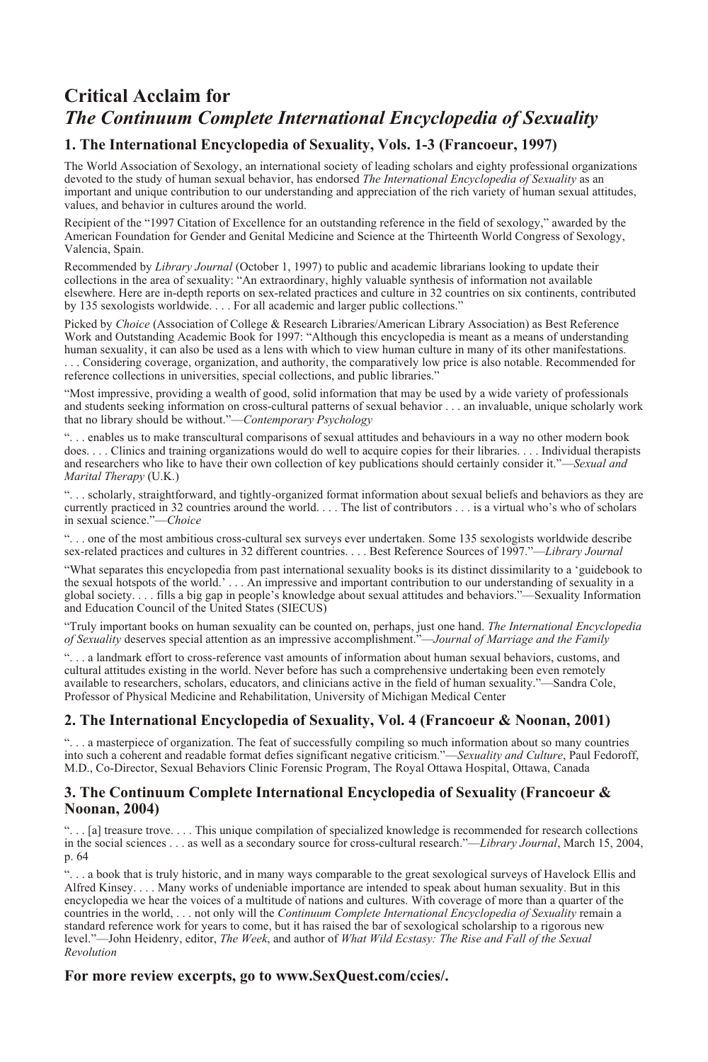# Critical Acclaim for *The Continuum Complete International Encyclopedia of Sexuality*

## 1. The International Encyclopedia of Sexuality, Vols. 1-3 (Francoeur, 1997)

The World Association of Sexology, an international society of leading scholars and eighty professional organizations devoted to the study of human sexual behavior, has endorsed *The International Encyclopedia of Sexuality* as an important and unique contribution to our understanding and appreciation of the rich variety of human sexual attitudes, values, and behavior in cultures around the world.

Recipient of the "1997 Citation of Excellence for an outstanding reference in the field of sexology," awarded by the American Foundation for Gender and Genital Medicine and Science at the Thirteenth World Congress of Sexology, Valencia, Spain.

Recommended by *Library Journal* (October 1, 1997) to public and academic librarians looking to update their collections in the area of sexuality: "An extraordinary, highly valuable synthesis of information not available elsewhere. Here are in-depth reports on sex-related practices and culture in 32 countries on six continents, contributed by 135 sexologists worldwide. . . . For all academic and larger public collections."

Picked by *Choice* (Association of College & Research Libraries/American Library Association) as Best Reference Work and Outstanding Academic Book for 1997: "Although this encyclopedia is meant as a means of understanding human sexuality, it can also be used as a lens with which to view human culture in many of its other manifestations. . . . Considering coverage, organization, and authority, the comparatively low price is also notable. Recommended for reference collections in universities, special collections, and public libraries."

"Most impressive, providing a wealth of good, solid information that may be used by a wide variety of professionals and students seeking information on cross-cultural patterns of sexual behavior . . . an invaluable, unique scholarly work that no library should be without."—*Contemporary Psychology*

". . . enables us to make transcultural comparisons of sexual attitudes and behaviours in a way no other modern book does. . . . Clinics and training organizations would do well to acquire copies for their libraries. . . . Individual therapists and researchers who like to have their own collection of key publications should certainly consider it."—*Sexual and Marital Therapy* (U.K.)

". . . scholarly, straightforward, and tightly-organized format information about sexual beliefs and behaviors as they are currently practiced in 32 countries around the world. . . . The list of contributors . . . is a virtual who's who of scholars in sexual science."—*Choice*

". . . one of the most ambitious cross-cultural sex surveys ever undertaken. Some 135 sexologists worldwide describe sex-related practices and cultures in 32 different countries. . . . Best Reference Sources of 1997."—*Library Journal*

"What separates this encyclopedia from past international sexuality books is its distinct dissimilarity to a 'guidebook to the sexual hotspots of the world.' . . . An impressive and important contribution to our understanding of sexuality in a global society. . . . fills a big gap in people's knowledge about sexual attitudes and behaviors."—Sexuality Information and Education Council of the United States (SIECUS)

"Truly important books on human sexuality can be counted on, perhaps, just one hand. *The International Encyclopedia of Sexuality* deserves special attention as an impressive accomplishment."—*Journal of Marriage and the Family*

". . . a landmark effort to cross-reference vast amounts of information about human sexual behaviors, customs, and cultural attitudes existing in the world. Never before has such a comprehensive undertaking been even remotely available to researchers, scholars, educators, and clinicians active in the field of human sexuality."—Sandra Cole, Professor of Physical Medicine and Rehabilitation, University of Michigan Medical Center

## 2. The International Encyclopedia of Sexuality, Vol. 4 (Francoeur & Noonan, 2001)

". . . a masterpiece of organization. The feat of successfully compiling so much information about so many countries into such a coherent and readable format defies significant negative criticism."—*Sexuality and Culture*, Paul Fedoroff, M.D., Co-Director, Sexual Behaviors Clinic Forensic Program, The Royal Ottawa Hospital, Ottawa, Canada

## 3. The Continuum Complete International Encyclopedia of Sexuality (Francoeur & Noonan, 2004)

". . . [a] treasure trove. . . . This unique compilation of specialized knowledge is recommended for research collections in the social sciences . . . as well as a secondary source for cross-cultural research."—*Library Journal*, March 15, 2004, p. 64

". . . a book that is truly historic, and in many ways comparable to the great sexological surveys of Havelock Ellis and Alfred Kinsey. . . . Many works of undeniable importance are intended to speak about human sexuality. But in this encyclopedia we hear the voices of a multitude of nations and cultures. With coverage of more than a quarter of the countries in the world, . . . not only will the *Continuum Complete International Encyclopedia of Sexuality* remain a standard reference work for years to come, but it has raised the bar of sexological scholarship to a rigorous new level."—John Heidenry, editor, *The Week*, and author of *What Wild Ecstasy: The Rise and Fall of the Sexual Revolution*

**For more review excerpts, go to www.SexQuest.com/ccies/.**